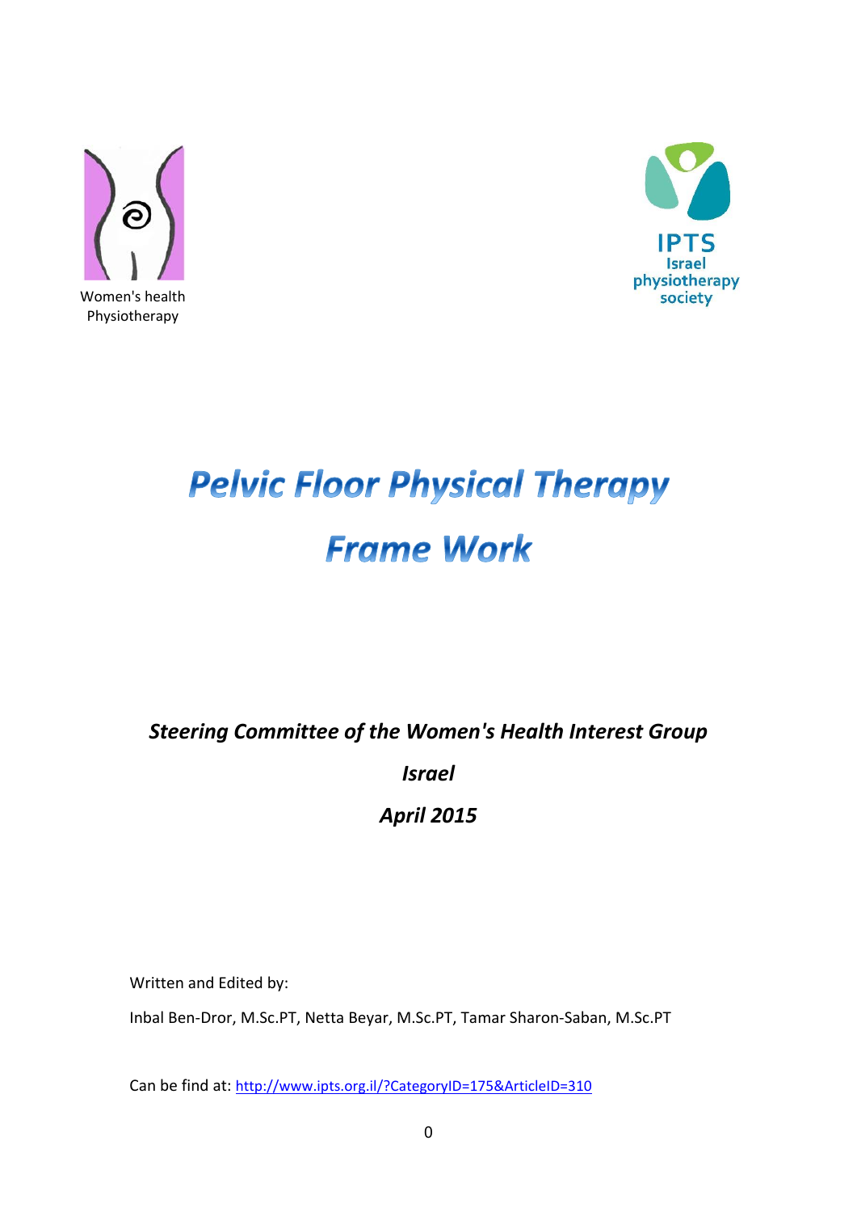Women's health Physiotherapy

IPTS Israel physiotherapy society

# *Pelvic Floor Physical Therapy*

# *Frame Work*

***Steering Committee of the Women's Health Interest Group***

***Israel***

***April 2015***

Written and Edited by:

Inbal Ben-Dror, M.Sc.PT, Netta Beyar, M.Sc.PT, Tamar Sharon-Saban, M.Sc.PT

Can be find at: http://www.ipts.org.il/?CategoryID=175&ArticleID=310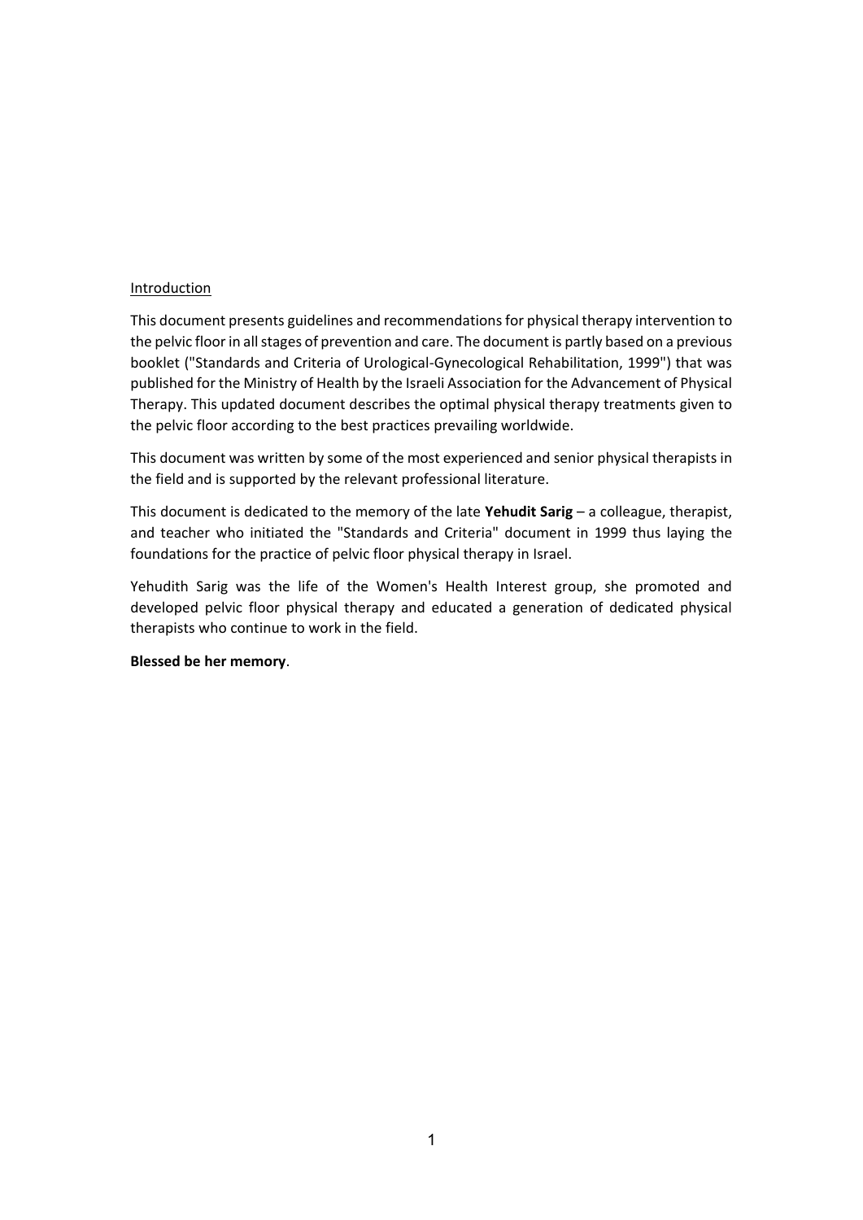## Introduction

This document presents guidelines and recommendations for physical therapy intervention to the pelvic floor in all stages of prevention and care. The document is partly based on a previous booklet ("Standards and Criteria of Urological-Gynecological Rehabilitation, 1999") that was published for the Ministry of Health by the Israeli Association for the Advancement of Physical Therapy. This updated document describes the optimal physical therapy treatments given to the pelvic floor according to the best practices prevailing worldwide.

This document was written by some of the most experienced and senior physical therapists in the field and is supported by the relevant professional literature.

This document is dedicated to the memory of the late **Yehudit Sarig** – a colleague, therapist, and teacher who initiated the "Standards and Criteria" document in 1999 thus laying the foundations for the practice of pelvic floor physical therapy in Israel.

Yehudith Sarig was the life of the Women's Health Interest group, she promoted and developed pelvic floor physical therapy and educated a generation of dedicated physical therapists who continue to work in the field.

**Blessed be her memory**.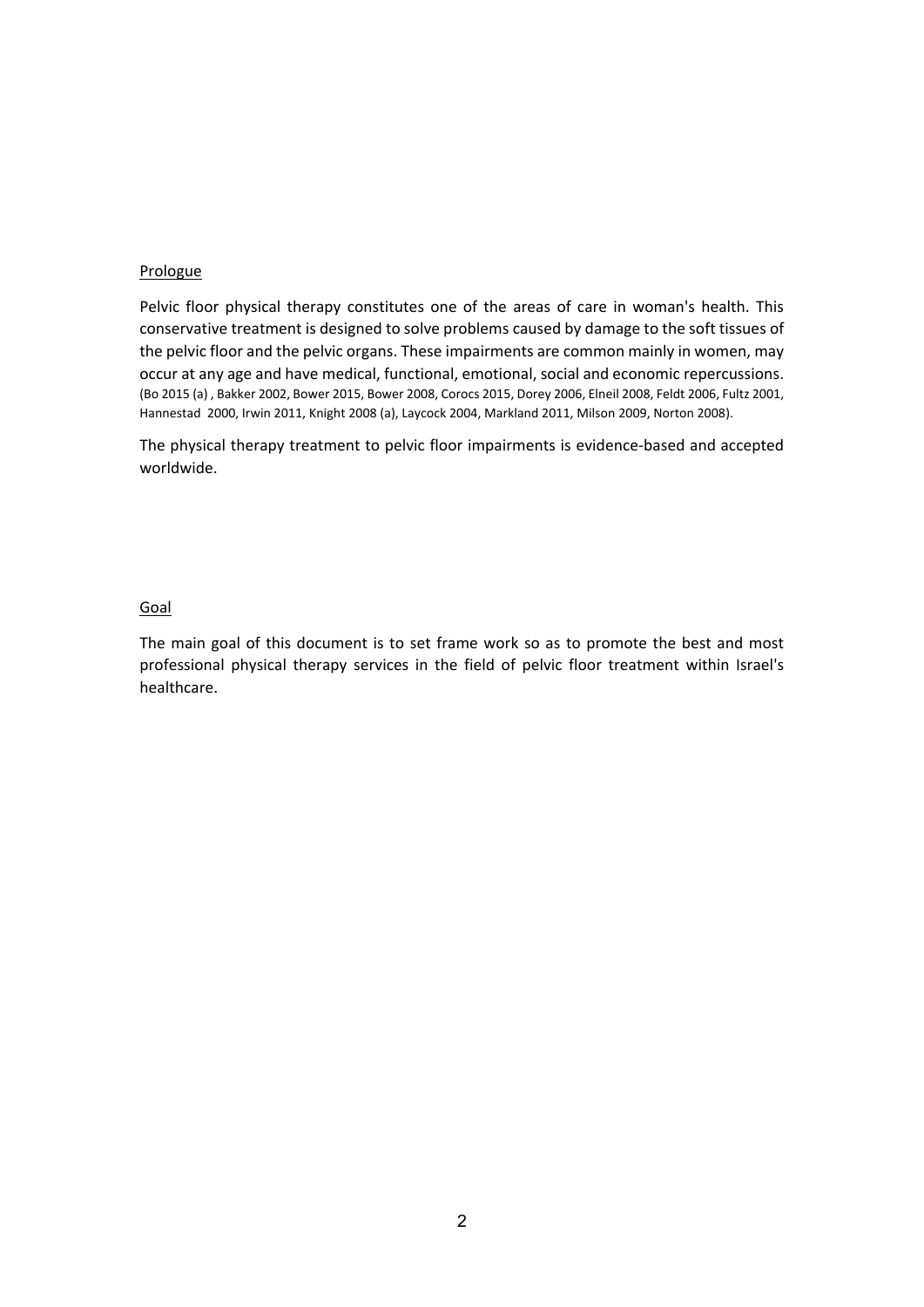Prologue

Pelvic floor physical therapy constitutes one of the areas of care in woman's health. This conservative treatment is designed to solve problems caused by damage to the soft tissues of the pelvic floor and the pelvic organs. These impairments are common mainly in women, may occur at any age and have medical, functional, emotional, social and economic repercussions. (Bo 2015 (a) , Bakker 2002, Bower 2015, Bower 2008, Corocs 2015, Dorey 2006, Elneil 2008, Feldt 2006, Fultz 2001, Hannestad 2000, Irwin 2011, Knight 2008 (a), Laycock 2004, Markland 2011, Milson 2009, Norton 2008).

The physical therapy treatment to pelvic floor impairments is evidence-based and accepted worldwide.

Goal

The main goal of this document is to set frame work so as to promote the best and most professional physical therapy services in the field of pelvic floor treatment within Israel's healthcare.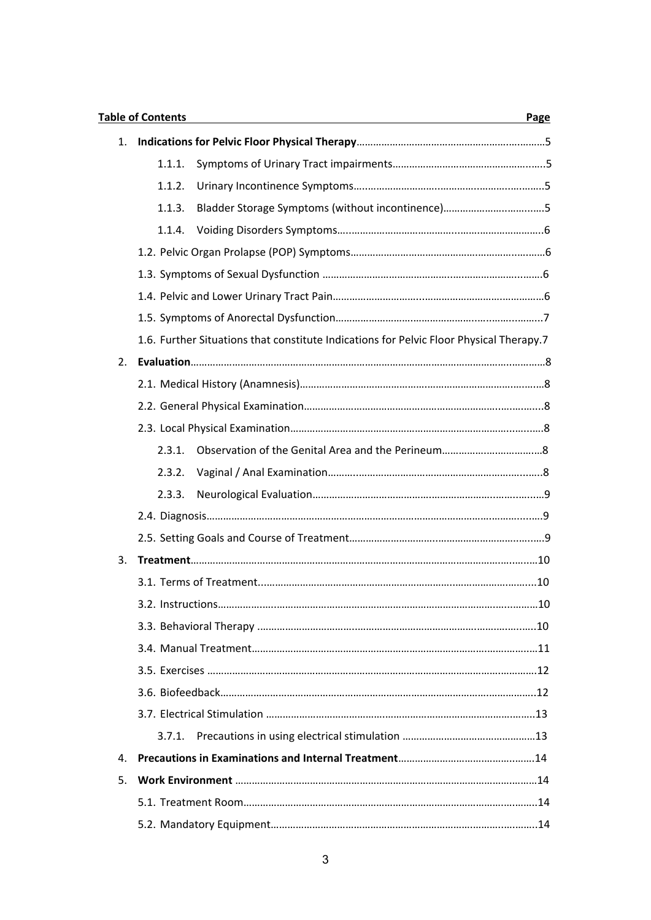**Table of Contents** **Page**

1. **Indications for Pelvic Floor Physical Therapy**......................................................................5
    - 1.1.1. Symptoms of Urinary Tract impairments......................................................5
    - 1.1.2. Urinary Incontinence Symptoms......................................................................5
    - 1.1.3. Bladder Storage Symptoms (without incontinence)......................................5
    - 1.1.4. Voiding Disorders Symptoms...........................................................................6
    - 1.2. Pelvic Organ Prolapse (POP) Symptoms.......................................................................6
    - 1.3. Symptoms of Sexual Dysfunction ...............................................................................6
    - 1.4. Pelvic and Lower Urinary Tract Pain............................................................................6
    - 1.5. Symptoms of Anorectal Dysfunction...........................................................................7
    - 1.6. Further Situations that constitute Indications for Pelvic Floor Physical Therapy.7
2. **Evaluation**..................................................................................................................8
    - 2.1. Medical History (Anamnesis).........................................................................................8
    - 2.2. General Physical Examination........................................................................................8
    - 2.3. Local Physical Examination............................................................................................8
        - 2.3.1. Observation of the Genital Area and the Perineum......................................8
        - 2.3.2. Vaginal / Anal Examination...............................................................................8
        - 2.3.3. Neurological Evaluation.....................................................................................9
    - 2.4. Diagnosis..........................................................................................................................9
    - 2.5. Setting Goals and Course of Treatment........................................................................9
3. **Treatment**..................................................................................................................10
    - 3.1. Terms of Treatment.....................................................................................................10
    - 3.2. Instructions....................................................................................................................10
    - 3.3. Behavioral Therapy ......................................................................................................10
    - 3.4. Manual Treatment........................................................................................................11
    - 3.5. Exercises .......................................................................................................................12
    - 3.6. Biofeedback..................................................................................................................12
    - 3.7. Electrical Stimulation ..................................................................................................13
        - 3.7.1. Precautions in using electrical stimulation ..................................................13
4. **Precautions in Examinations and Internal Treatment**...................................................14
5. **Work Environment** ......................................................................................................14
    - 5.1. Treatment Room...........................................................................................................14
    - 5.2. Mandatory Equipment..................................................................................................14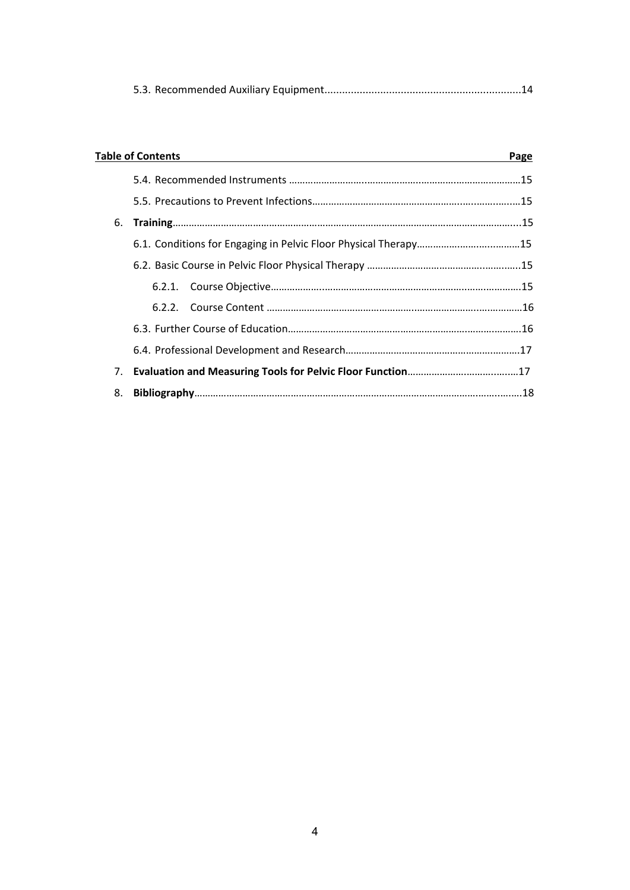5.3. Recommended Auxiliary Equipment....................................................................14

**Table of Contents** **Page**

5.4. Recommended Instruments ……………………………………………………………………………15

5.5. Precautions to Prevent Infections……………………………………………………………………15

6. **Training**……………………………………………………………………………………………………...15

6.1. Conditions for Engaging in Pelvic Floor Physical Therapy………………………………15

6.2. Basic Course in Pelvic Floor Physical Therapy ………………………………………………..15

6.2.1. Course Objective……………………………………………………………………………15

6.2.2. Course Content ……………………………………………………………………………16

6.3. Further Course of Education……………………………………………………………………16

6.4. Professional Development and Research………………………………………………………17

7. **Evaluation and Measuring Tools for Pelvic Floor Function**……………………………………17

8. **Bibliography**……………………………………………………………………………………………………18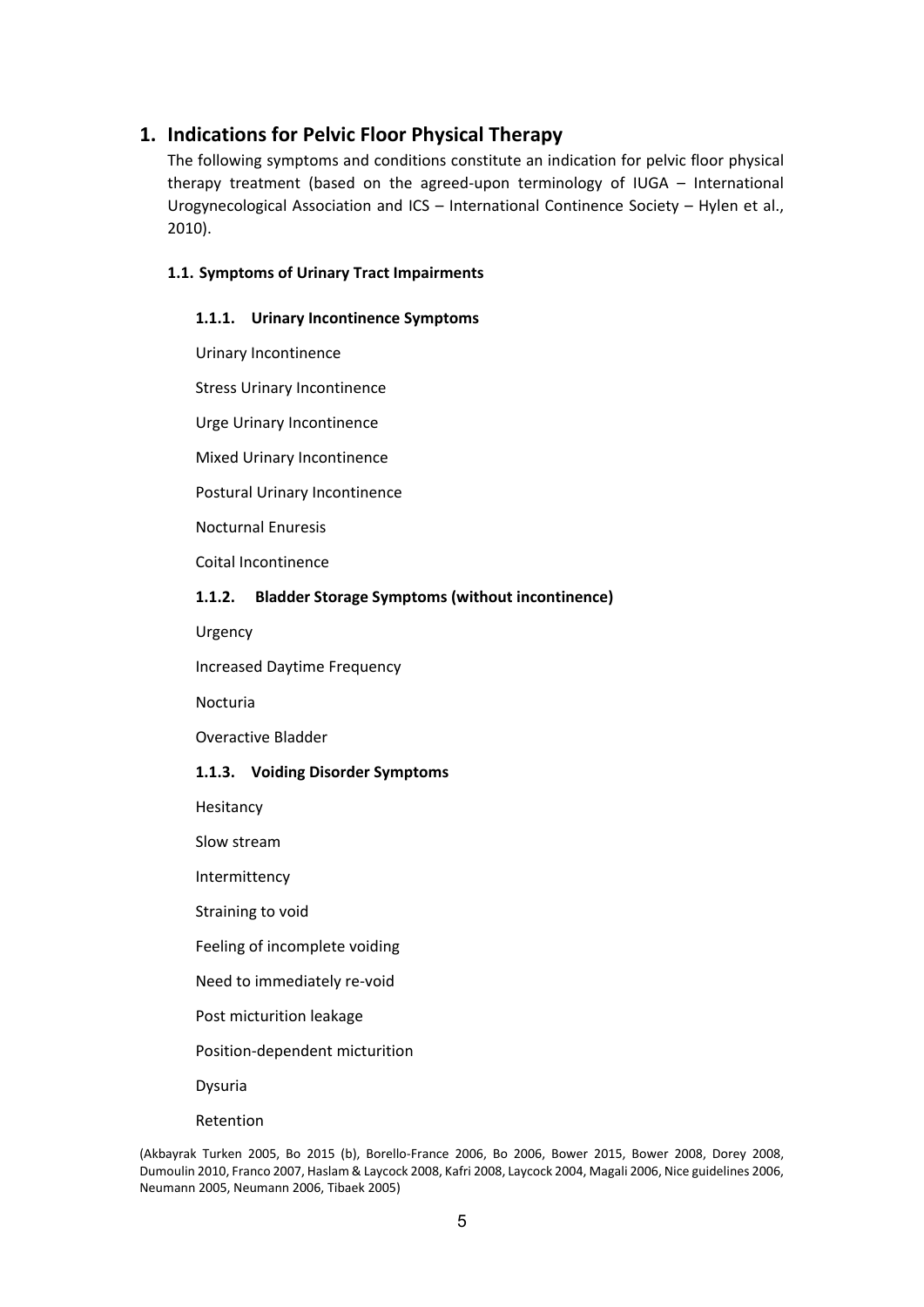# 1. Indications for Pelvic Floor Physical Therapy

The following symptoms and conditions constitute an indication for pelvic floor physical therapy treatment (based on the agreed-upon terminology of IUGA – International Urogynecological Association and ICS – International Continence Society – Hylen et al., 2010).

## 1.1. Symptoms of Urinary Tract Impairments

### 1.1.1. Urinary Incontinence Symptoms

Urinary Incontinence

Stress Urinary Incontinence

Urge Urinary Incontinence

Mixed Urinary Incontinence

Postural Urinary Incontinence

Nocturnal Enuresis

Coital Incontinence

### 1.1.2. Bladder Storage Symptoms (without incontinence)

Urgency

Increased Daytime Frequency

Nocturia

Overactive Bladder

### 1.1.3. Voiding Disorder Symptoms

Hesitancy

Slow stream

Intermittency

Straining to void

Feeling of incomplete voiding

Need to immediately re-void

Post micturition leakage

Position-dependent micturition

Dysuria

Retention

(Akbayrak Turken 2005, Bo 2015 (b), Borello-France 2006, Bo 2006, Bower 2015, Bower 2008, Dorey 2008, Dumoulin 2010, Franco 2007, Haslam & Laycock 2008, Kafri 2008, Laycock 2004, Magali 2006, Nice guidelines 2006, Neumann 2005, Neumann 2006, Tibaek 2005)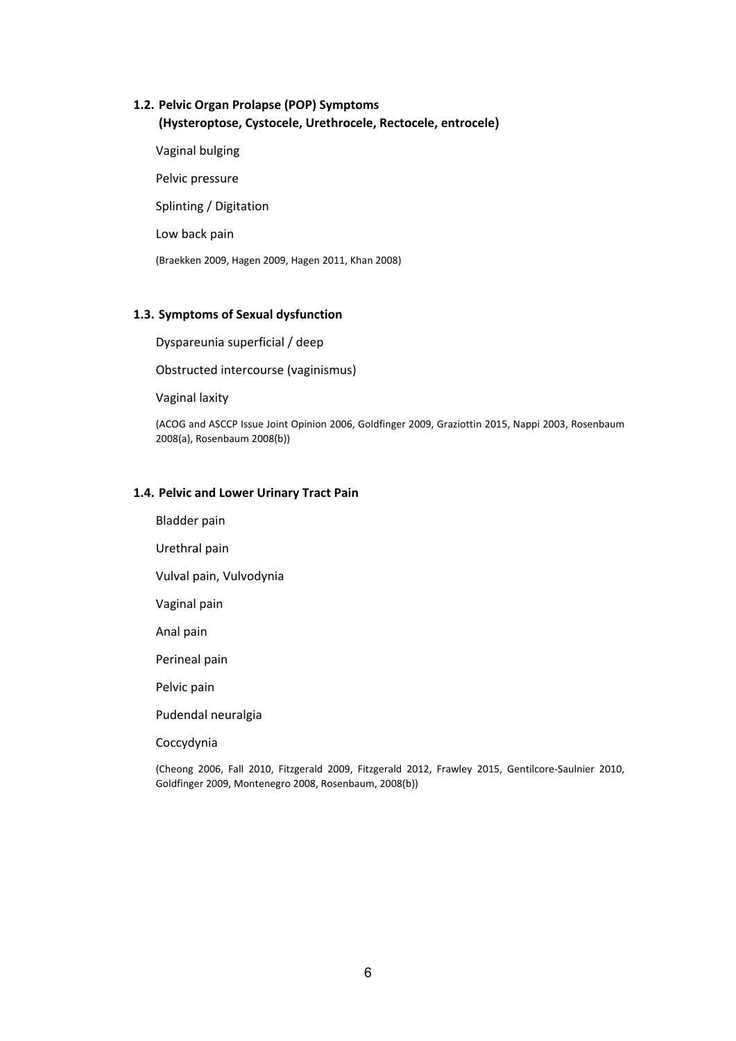### 1.2. Pelvic Organ Prolapse (POP) Symptoms (Hysteroptose, Cystocele, Urethrocele, Rectocele, entrocele)

Vaginal bulging

Pelvic pressure

Splinting / Digitation

Low back pain

(Braekken 2009, Hagen 2009, Hagen 2011, Khan 2008)

### 1.3. Symptoms of Sexual dysfunction

Dyspareunia superficial / deep

Obstructed intercourse (vaginismus)

Vaginal laxity

(ACOG and ASCCP Issue Joint Opinion 2006, Goldfinger 2009, Graziottin 2015, Nappi 2003, Rosenbaum 2008(a), Rosenbaum 2008(b))

### 1.4. Pelvic and Lower Urinary Tract Pain

Bladder pain

Urethral pain

Vulval pain, Vulvodynia

Vaginal pain

Anal pain

Perineal pain

Pelvic pain

Pudendal neuralgia

Coccydynia

(Cheong 2006, Fall 2010, Fitzgerald 2009, Fitzgerald 2012, Frawley 2015, Gentilcore-Saulnier 2010, Goldfinger 2009, Montenegro 2008, Rosenbaum, 2008(b))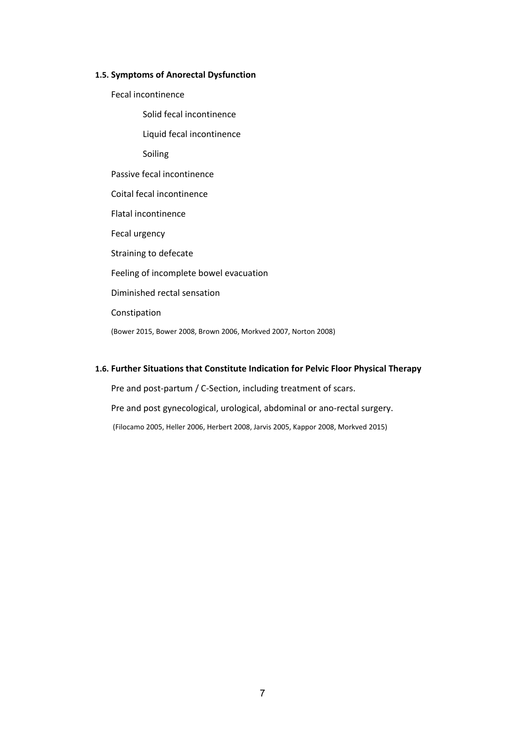### 1.5. Symptoms of Anorectal Dysfunction

- Fecal incontinence
  - Solid fecal incontinence
  - Liquid fecal incontinence
  - Soiling
- Passive fecal incontinence
- Coital fecal incontinence
- Flatal incontinence
- Fecal urgency
- Straining to defecate
- Feeling of incomplete bowel evacuation
- Diminished rectal sensation
- Constipation

(Bower 2015, Bower 2008, Brown 2006, Morkved 2007, Norton 2008)

### 1.6. Further Situations that Constitute Indication for Pelvic Floor Physical Therapy

Pre and post-partum / C-Section, including treatment of scars.

Pre and post gynecological, urological, abdominal or ano-rectal surgery.

(Filocamo 2005, Heller 2006, Herbert 2008, Jarvis 2005, Kappor 2008, Morkved 2015)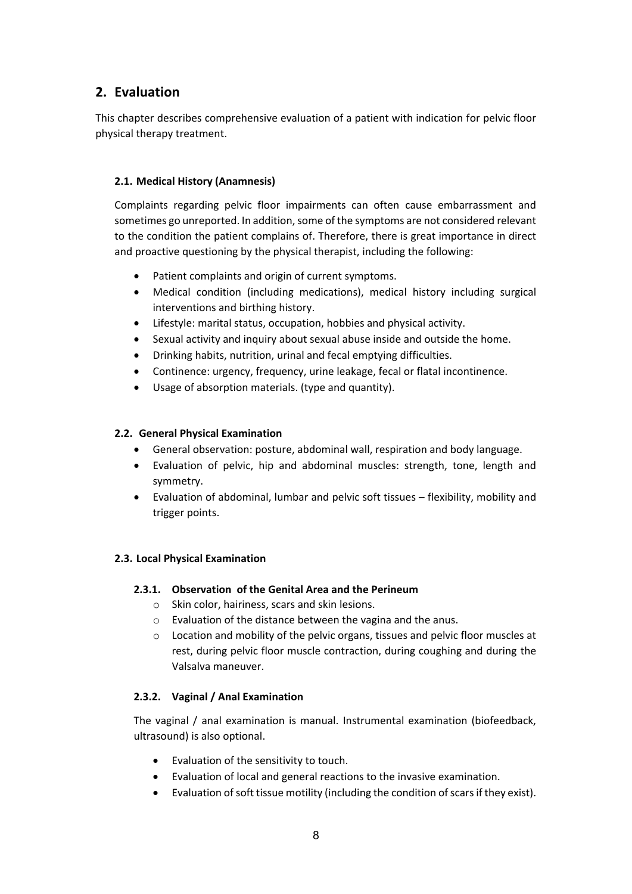## 2. Evaluation

This chapter describes comprehensive evaluation of a patient with indication for pelvic floor physical therapy treatment.

### 2.1. Medical History (Anamnesis)

Complaints regarding pelvic floor impairments can often cause embarrassment and sometimes go unreported. In addition, some of the symptoms are not considered relevant to the condition the patient complains of. Therefore, there is great importance in direct and proactive questioning by the physical therapist, including the following:

- Patient complaints and origin of current symptoms.
- Medical condition (including medications), medical history including surgical interventions and birthing history.
- Lifestyle: marital status, occupation, hobbies and physical activity.
- Sexual activity and inquiry about sexual abuse inside and outside the home.
- Drinking habits, nutrition, urinal and fecal emptying difficulties.
- Continence: urgency, frequency, urine leakage, fecal or flatal incontinence.
- Usage of absorption materials. (type and quantity).

### 2.2. General Physical Examination

- General observation: posture, abdominal wall, respiration and body language.
- Evaluation of pelvic, hip and abdominal muscles: strength, tone, length and symmetry.
- Evaluation of abdominal, lumbar and pelvic soft tissues – flexibility, mobility and trigger points.

### 2.3. Local Physical Examination

#### 2.3.1. Observation of the Genital Area and the Perineum

- Skin color, hairiness, scars and skin lesions.
- Evaluation of the distance between the vagina and the anus.
- Location and mobility of the pelvic organs, tissues and pelvic floor muscles at rest, during pelvic floor muscle contraction, during coughing and during the Valsalva maneuver.

#### 2.3.2. Vaginal / Anal Examination

The vaginal / anal examination is manual. Instrumental examination (biofeedback, ultrasound) is also optional.

- Evaluation of the sensitivity to touch.
- Evaluation of local and general reactions to the invasive examination.
- Evaluation of soft tissue motility (including the condition of scars if they exist).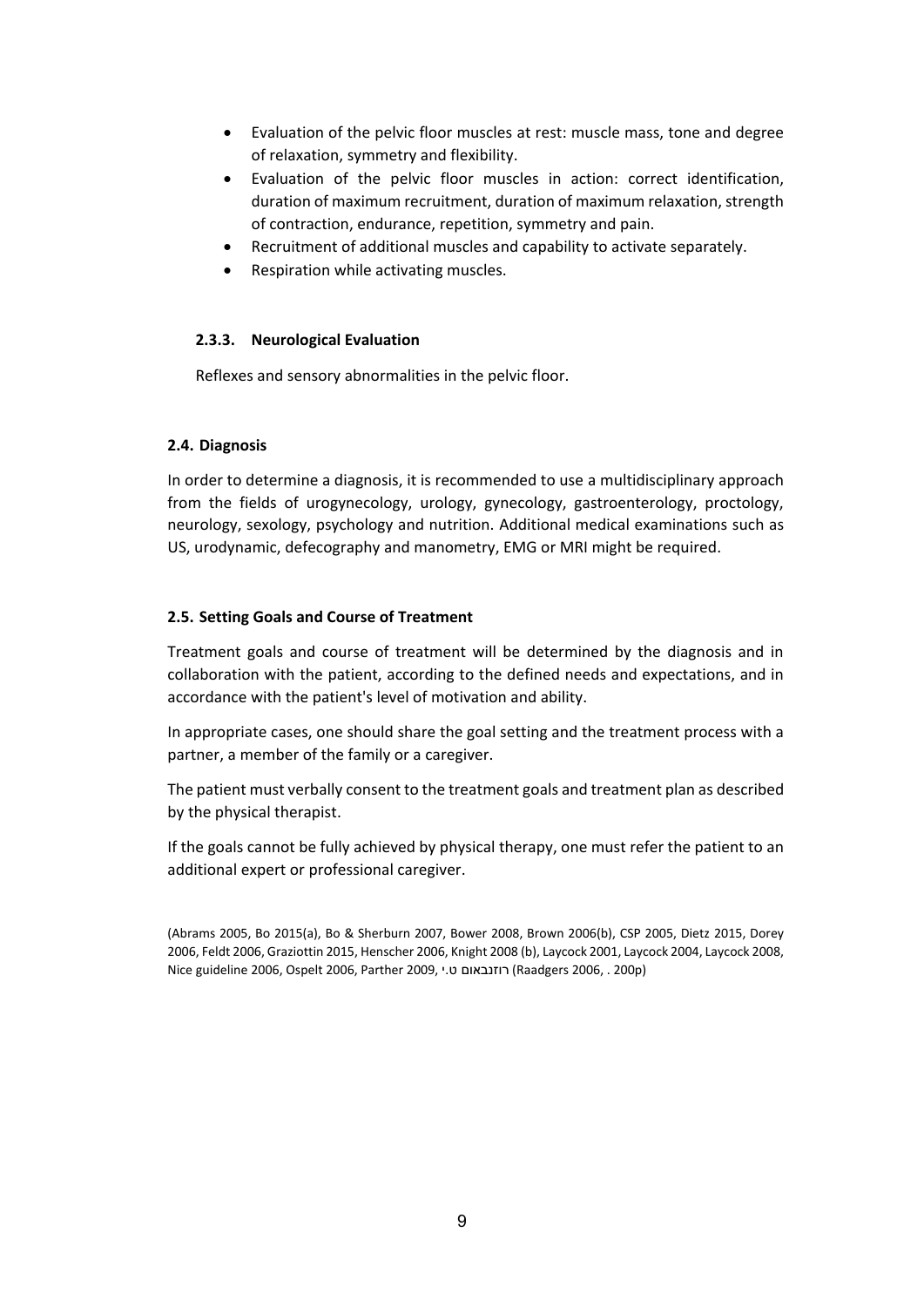- Evaluation of the pelvic floor muscles at rest: muscle mass, tone and degree of relaxation, symmetry and flexibility.
- Evaluation of the pelvic floor muscles in action: correct identification, duration of maximum recruitment, duration of maximum relaxation, strength of contraction, endurance, repetition, symmetry and pain.
- Recruitment of additional muscles and capability to activate separately.
- Respiration while activating muscles.

#### 2.3.3. Neurological Evaluation

Reflexes and sensory abnormalities in the pelvic floor.

### 2.4. Diagnosis

In order to determine a diagnosis, it is recommended to use a multidisciplinary approach from the fields of urogynecology, urology, gynecology, gastroenterology, proctology, neurology, sexology, psychology and nutrition. Additional medical examinations such as US, urodynamic, defecography and manometry, EMG or MRI might be required.

### 2.5. Setting Goals and Course of Treatment

Treatment goals and course of treatment will be determined by the diagnosis and in collaboration with the patient, according to the defined needs and expectations, and in accordance with the patient's level of motivation and ability.

In appropriate cases, one should share the goal setting and the treatment process with a partner, a member of the family or a caregiver.

The patient must verbally consent to the treatment goals and treatment plan as described by the physical therapist.

If the goals cannot be fully achieved by physical therapy, one must refer the patient to an additional expert or professional caregiver.

(Abrams 2005, Bo 2015(a), Bo & Sherburn 2007, Bower 2008, Brown 2006(b), CSP 2005, Dietz 2015, Dorey 2006, Feldt 2006, Graziottin 2015, Henscher 2006, Knight 2008 (b), Laycock 2001, Laycock 2004, Laycock 2008, Nice guideline 2006, Ospelt 2006, Parther 2009, רוזנבאום ט.י (Raadgers 2006, . 200p)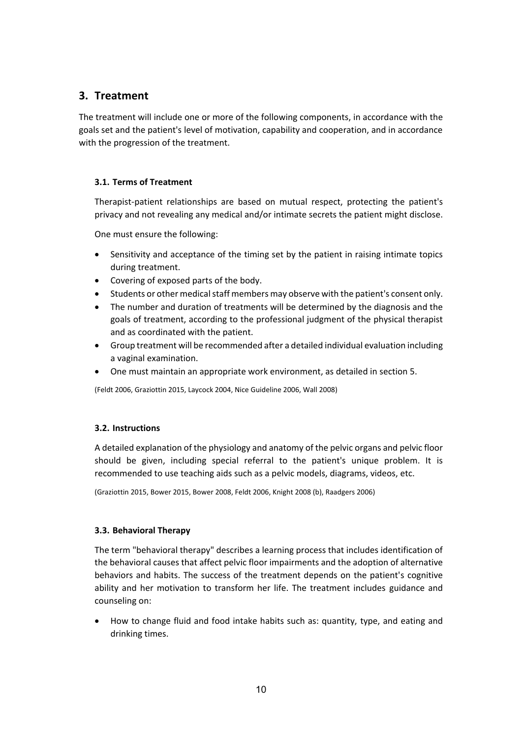## 3. Treatment

The treatment will include one or more of the following components, in accordance with the goals set and the patient's level of motivation, capability and cooperation, and in accordance with the progression of the treatment.

### 3.1. Terms of Treatment

Therapist-patient relationships are based on mutual respect, protecting the patient's privacy and not revealing any medical and/or intimate secrets the patient might disclose.

One must ensure the following:

- Sensitivity and acceptance of the timing set by the patient in raising intimate topics during treatment.
- Covering of exposed parts of the body.
- Students or other medical staff members may observe with the patient's consent only.
- The number and duration of treatments will be determined by the diagnosis and the goals of treatment, according to the professional judgment of the physical therapist and as coordinated with the patient.
- Group treatment will be recommended after a detailed individual evaluation including a vaginal examination.
- One must maintain an appropriate work environment, as detailed in section 5.

(Feldt 2006, Graziottin 2015, Laycock 2004, Nice Guideline 2006, Wall 2008)

### 3.2. Instructions

A detailed explanation of the physiology and anatomy of the pelvic organs and pelvic floor should be given, including special referral to the patient's unique problem. It is recommended to use teaching aids such as a pelvic models, diagrams, videos, etc.

(Graziottin 2015, Bower 2015, Bower 2008, Feldt 2006, Knight 2008 (b), Raadgers 2006)

### 3.3. Behavioral Therapy

The term "behavioral therapy" describes a learning process that includes identification of the behavioral causes that affect pelvic floor impairments and the adoption of alternative behaviors and habits. The success of the treatment depends on the patient's cognitive ability and her motivation to transform her life. The treatment includes guidance and counseling on:

- How to change fluid and food intake habits such as: quantity, type, and eating and drinking times.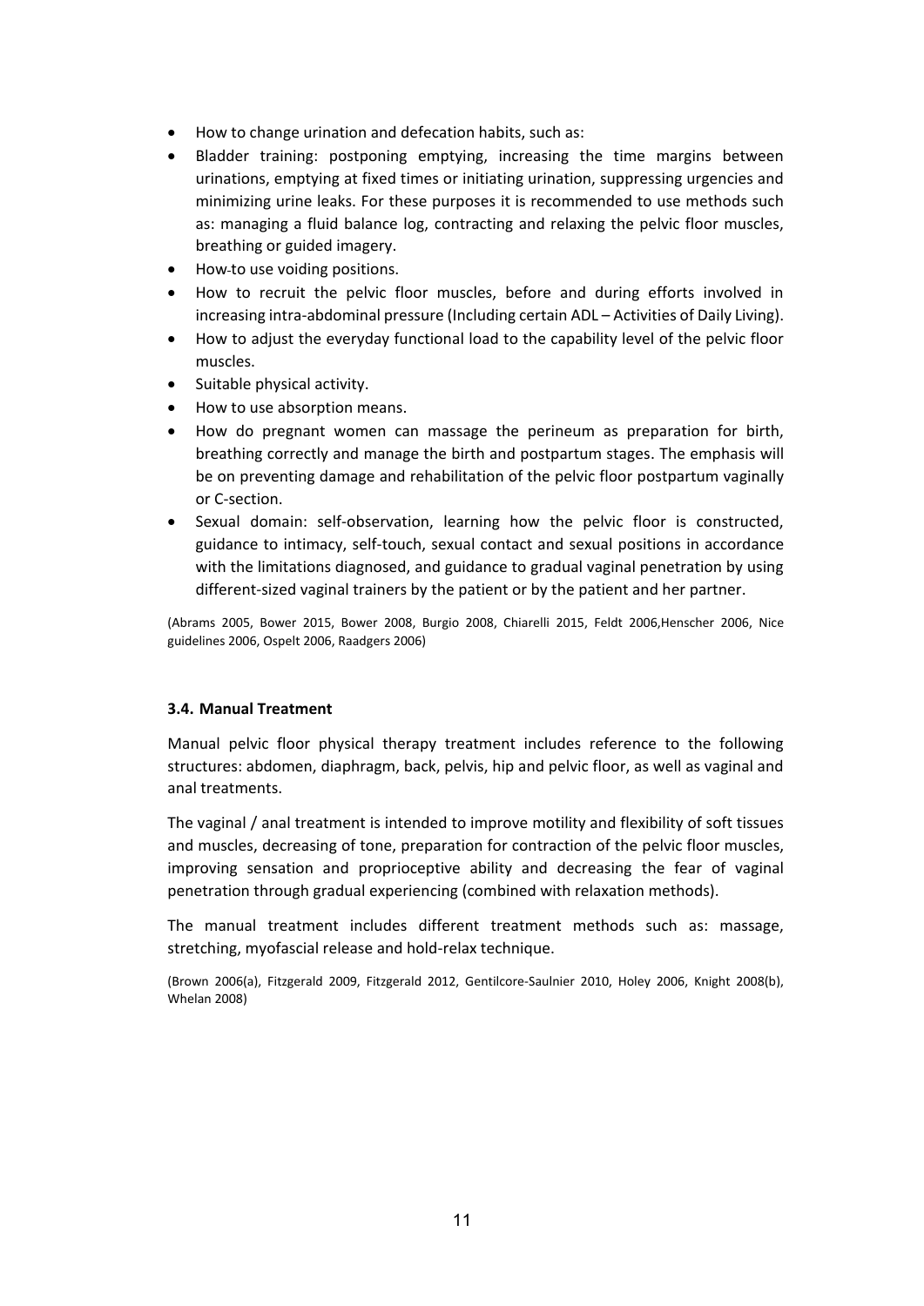- How to change urination and defecation habits, such as:
- Bladder training: postponing emptying, increasing the time margins between urinations, emptying at fixed times or initiating urination, suppressing urgencies and minimizing urine leaks. For these purposes it is recommended to use methods such as: managing a fluid balance log, contracting and relaxing the pelvic floor muscles, breathing or guided imagery.
- How-to use voiding positions.
- How to recruit the pelvic floor muscles, before and during efforts involved in increasing intra-abdominal pressure (Including certain ADL – Activities of Daily Living).
- How to adjust the everyday functional load to the capability level of the pelvic floor muscles.
- Suitable physical activity.
- How to use absorption means.
- How do pregnant women can massage the perineum as preparation for birth, breathing correctly and manage the birth and postpartum stages. The emphasis will be on preventing damage and rehabilitation of the pelvic floor postpartum vaginally or C-section.
- Sexual domain: self-observation, learning how the pelvic floor is constructed, guidance to intimacy, self-touch, sexual contact and sexual positions in accordance with the limitations diagnosed, and guidance to gradual vaginal penetration by using different-sized vaginal trainers by the patient or by the patient and her partner.

(Abrams 2005, Bower 2015, Bower 2008, Burgio 2008, Chiarelli 2015, Feldt 2006,Henscher 2006, Nice guidelines 2006, Ospelt 2006, Raadgers 2006)

### 3.4. Manual Treatment

Manual pelvic floor physical therapy treatment includes reference to the following structures: abdomen, diaphragm, back, pelvis, hip and pelvic floor, as well as vaginal and anal treatments.

The vaginal / anal treatment is intended to improve motility and flexibility of soft tissues and muscles, decreasing of tone, preparation for contraction of the pelvic floor muscles, improving sensation and proprioceptive ability and decreasing the fear of vaginal penetration through gradual experiencing (combined with relaxation methods).

The manual treatment includes different treatment methods such as: massage, stretching, myofascial release and hold-relax technique.

(Brown 2006(a), Fitzgerald 2009, Fitzgerald 2012, Gentilcore-Saulnier 2010, Holey 2006, Knight 2008(b), Whelan 2008)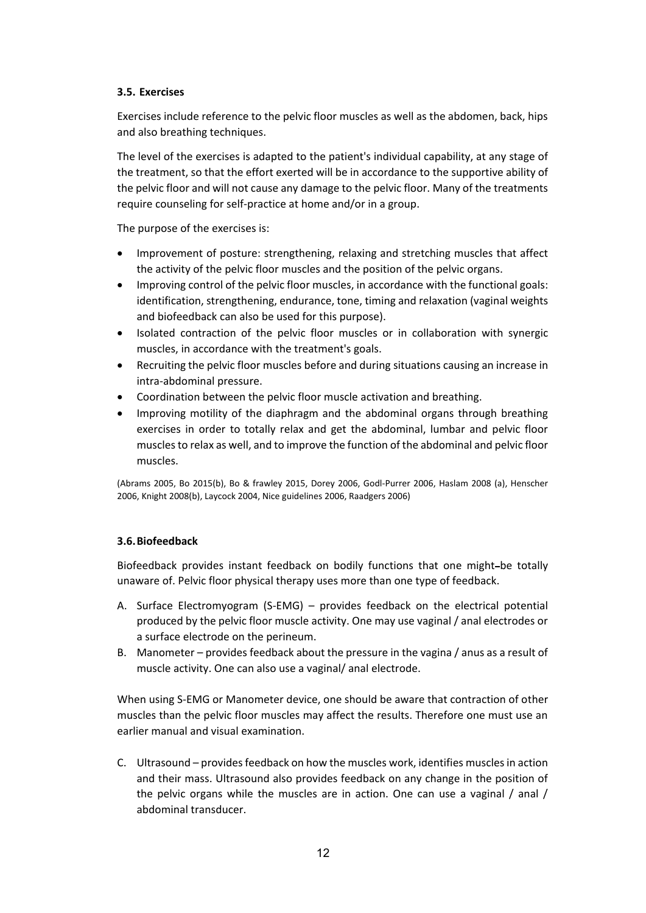### 3.5. Exercises

Exercises include reference to the pelvic floor muscles as well as the abdomen, back, hips and also breathing techniques.

The level of the exercises is adapted to the patient's individual capability, at any stage of the treatment, so that the effort exerted will be in accordance to the supportive ability of the pelvic floor and will not cause any damage to the pelvic floor. Many of the treatments require counseling for self-practice at home and/or in a group.

The purpose of the exercises is:

- Improvement of posture: strengthening, relaxing and stretching muscles that affect the activity of the pelvic floor muscles and the position of the pelvic organs.
- Improving control of the pelvic floor muscles, in accordance with the functional goals: identification, strengthening, endurance, tone, timing and relaxation (vaginal weights and biofeedback can also be used for this purpose).
- Isolated contraction of the pelvic floor muscles or in collaboration with synergic muscles, in accordance with the treatment's goals.
- Recruiting the pelvic floor muscles before and during situations causing an increase in intra-abdominal pressure.
- Coordination between the pelvic floor muscle activation and breathing.
- Improving motility of the diaphragm and the abdominal organs through breathing exercises in order to totally relax and get the abdominal, lumbar and pelvic floor muscles to relax as well, and to improve the function of the abdominal and pelvic floor muscles.

(Abrams 2005, Bo 2015(b), Bo & frawley 2015, Dorey 2006, Godl-Purrer 2006, Haslam 2008 (a), Henscher 2006, Knight 2008(b), Laycock 2004, Nice guidelines 2006, Raadgers 2006)

### 3.6. Biofeedback

Biofeedback provides instant feedback on bodily functions that one might-be totally unaware of. Pelvic floor physical therapy uses more than one type of feedback.

A. Surface Electromyogram (S-EMG) – provides feedback on the electrical potential produced by the pelvic floor muscle activity. One may use vaginal / anal electrodes or a surface electrode on the perineum.
B. Manometer – provides feedback about the pressure in the vagina / anus as a result of muscle activity. One can also use a vaginal/ anal electrode.

When using S-EMG or Manometer device, one should be aware that contraction of other muscles than the pelvic floor muscles may affect the results. Therefore one must use an earlier manual and visual examination.

C. Ultrasound – provides feedback on how the muscles work, identifies muscles in action and their mass. Ultrasound also provides feedback on any change in the position of the pelvic organs while the muscles are in action. One can use a vaginal / anal / abdominal transducer.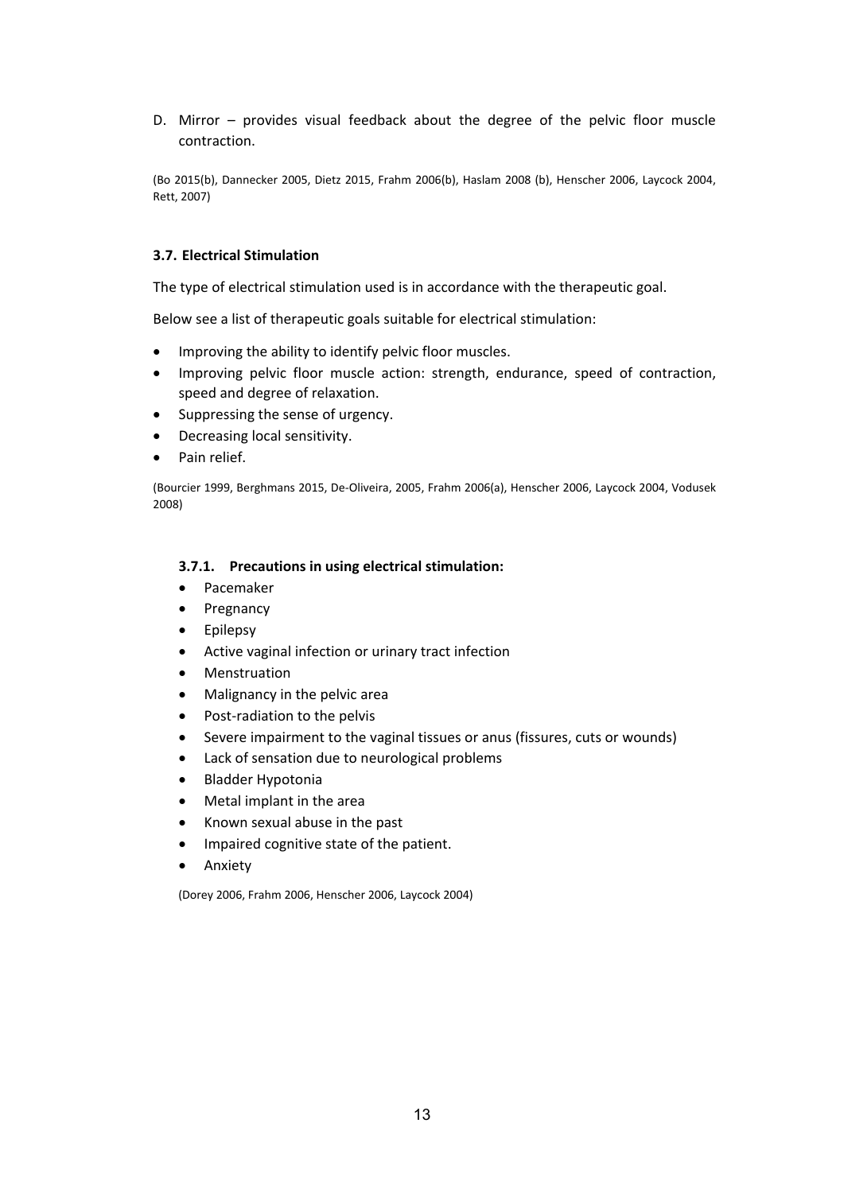D. Mirror – provides visual feedback about the degree of the pelvic floor muscle contraction.

(Bo 2015(b), Dannecker 2005, Dietz 2015, Frahm 2006(b), Haslam 2008 (b), Henscher 2006, Laycock 2004, Rett, 2007)

### 3.7. Electrical Stimulation

The type of electrical stimulation used is in accordance with the therapeutic goal.

Below see a list of therapeutic goals suitable for electrical stimulation:

- Improving the ability to identify pelvic floor muscles.
- Improving pelvic floor muscle action: strength, endurance, speed of contraction, speed and degree of relaxation.
- Suppressing the sense of urgency.
- Decreasing local sensitivity.
- Pain relief.

(Bourcier 1999, Berghmans 2015, De-Oliveira, 2005, Frahm 2006(a), Henscher 2006, Laycock 2004, Vodusek 2008)

#### 3.7.1. Precautions in using electrical stimulation:

- Pacemaker
- Pregnancy
- Epilepsy
- Active vaginal infection or urinary tract infection
- Menstruation
- Malignancy in the pelvic area
- Post-radiation to the pelvis
- Severe impairment to the vaginal tissues or anus (fissures, cuts or wounds)
- Lack of sensation due to neurological problems
- Bladder Hypotonia
- Metal implant in the area
- Known sexual abuse in the past
- Impaired cognitive state of the patient.
- Anxiety

(Dorey 2006, Frahm 2006, Henscher 2006, Laycock 2004)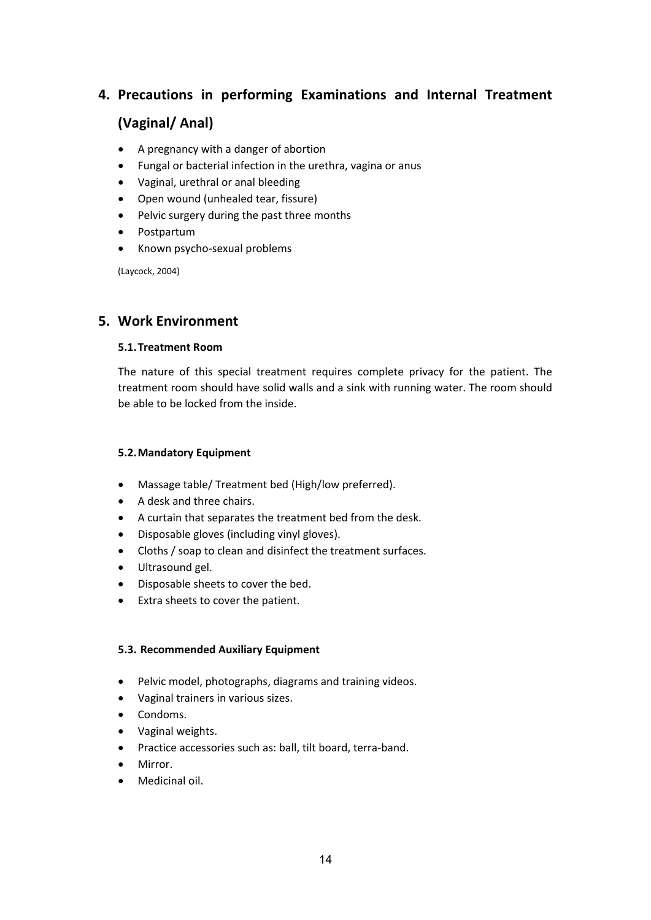## 4. Precautions in performing Examinations and Internal Treatment (Vaginal/ Anal)

- A pregnancy with a danger of abortion
- Fungal or bacterial infection in the urethra, vagina or anus
- Vaginal, urethral or anal bleeding
- Open wound (unhealed tear, fissure)
- Pelvic surgery during the past three months
- Postpartum
- Known psycho-sexual problems

(Laycock, 2004)

## 5. Work Environment

### 5.1. Treatment Room

The nature of this special treatment requires complete privacy for the patient. The treatment room should have solid walls and a sink with running water. The room should be able to be locked from the inside.

### 5.2. Mandatory Equipment

- Massage table/ Treatment bed (High/low preferred).
- A desk and three chairs.
- A curtain that separates the treatment bed from the desk.
- Disposable gloves (including vinyl gloves).
- Cloths / soap to clean and disinfect the treatment surfaces.
- Ultrasound gel.
- Disposable sheets to cover the bed.
- Extra sheets to cover the patient.

### 5.3. Recommended Auxiliary Equipment

- Pelvic model, photographs, diagrams and training videos.
- Vaginal trainers in various sizes.
- Condoms.
- Vaginal weights.
- Practice accessories such as: ball, tilt board, terra-band.
- Mirror.
- Medicinal oil.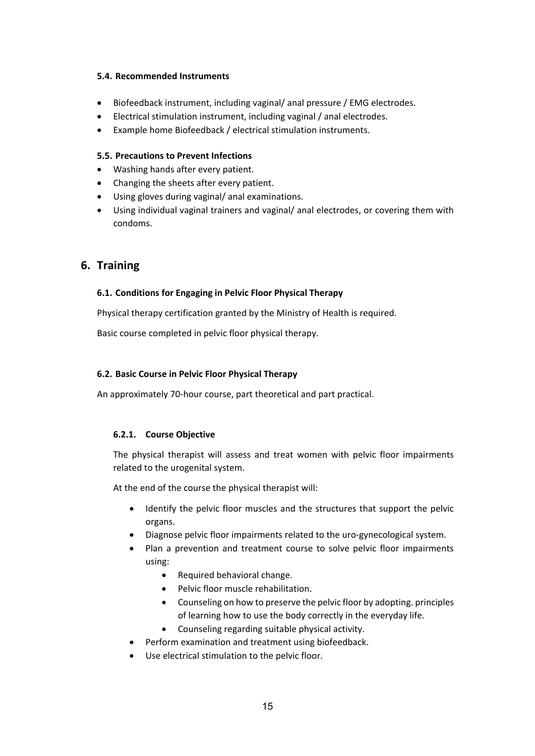### 5.4. Recommended Instruments

- Biofeedback instrument, including vaginal/ anal pressure / EMG electrodes.
- Electrical stimulation instrument, including vaginal / anal electrodes.
- Example home Biofeedback / electrical stimulation instruments.

### 5.5. Precautions to Prevent Infections

- Washing hands after every patient.
- Changing the sheets after every patient.
- Using gloves during vaginal/ anal examinations.
- Using individual vaginal trainers and vaginal/ anal electrodes, or covering them with condoms.

## 6. Training

### 6.1. Conditions for Engaging in Pelvic Floor Physical Therapy

Physical therapy certification granted by the Ministry of Health is required.

Basic course completed in pelvic floor physical therapy.

### 6.2. Basic Course in Pelvic Floor Physical Therapy

An approximately 70-hour course, part theoretical and part practical.

#### 6.2.1. Course Objective

The physical therapist will assess and treat women with pelvic floor impairments related to the urogenital system.

At the end of the course the physical therapist will:

- Identify the pelvic floor muscles and the structures that support the pelvic organs.
- Diagnose pelvic floor impairments related to the uro-gynecological system.
- Plan a prevention and treatment course to solve pelvic floor impairments using:
  - Required behavioral change.
  - Pelvic floor muscle rehabilitation.
  - Counseling on how to preserve the pelvic floor by adopting. principles of learning how to use the body correctly in the everyday life.
  - Counseling regarding suitable physical activity.
- Perform examination and treatment using biofeedback.
- Use electrical stimulation to the pelvic floor.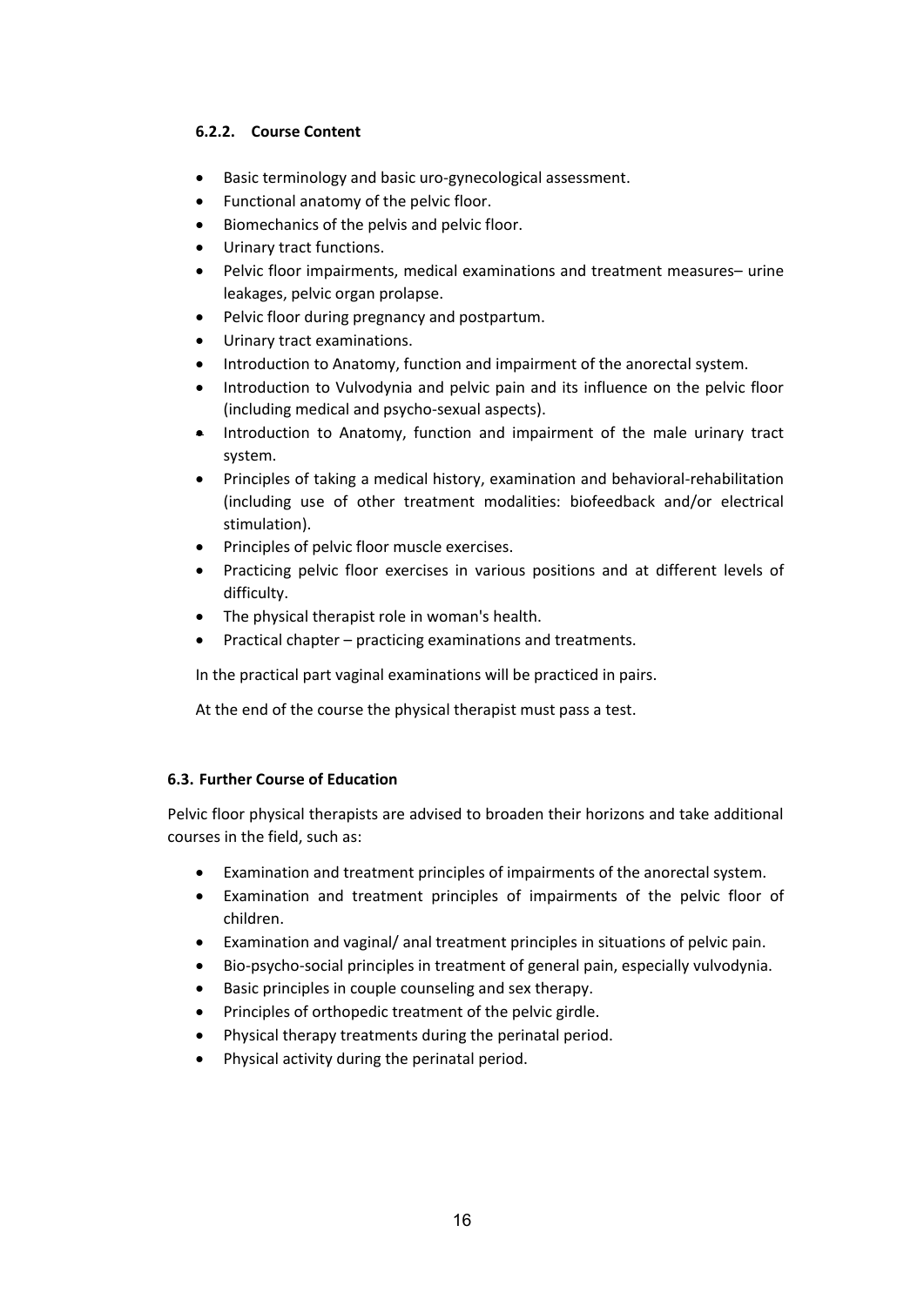#### 6.2.2. Course Content

- Basic terminology and basic uro-gynecological assessment.
- Functional anatomy of the pelvic floor.
- Biomechanics of the pelvis and pelvic floor.
- Urinary tract functions.
- Pelvic floor impairments, medical examinations and treatment measures– urine leakages, pelvic organ prolapse.
- Pelvic floor during pregnancy and postpartum.
- Urinary tract examinations.
- Introduction to Anatomy, function and impairment of the anorectal system.
- Introduction to Vulvodynia and pelvic pain and its influence on the pelvic floor (including medical and psycho-sexual aspects).
- Introduction to Anatomy, function and impairment of the male urinary tract system.
- Principles of taking a medical history, examination and behavioral-rehabilitation (including use of other treatment modalities: biofeedback and/or electrical stimulation).
- Principles of pelvic floor muscle exercises.
- Practicing pelvic floor exercises in various positions and at different levels of difficulty.
- The physical therapist role in woman's health.
- Practical chapter – practicing examinations and treatments.

In the practical part vaginal examinations will be practiced in pairs.

At the end of the course the physical therapist must pass a test.

### 6.3. Further Course of Education

Pelvic floor physical therapists are advised to broaden their horizons and take additional courses in the field, such as:

- Examination and treatment principles of impairments of the anorectal system.
- Examination and treatment principles of impairments of the pelvic floor of children.
- Examination and vaginal/ anal treatment principles in situations of pelvic pain.
- Bio-psycho-social principles in treatment of general pain, especially vulvodynia.
- Basic principles in couple counseling and sex therapy.
- Principles of orthopedic treatment of the pelvic girdle.
- Physical therapy treatments during the perinatal period.
- Physical activity during the perinatal period.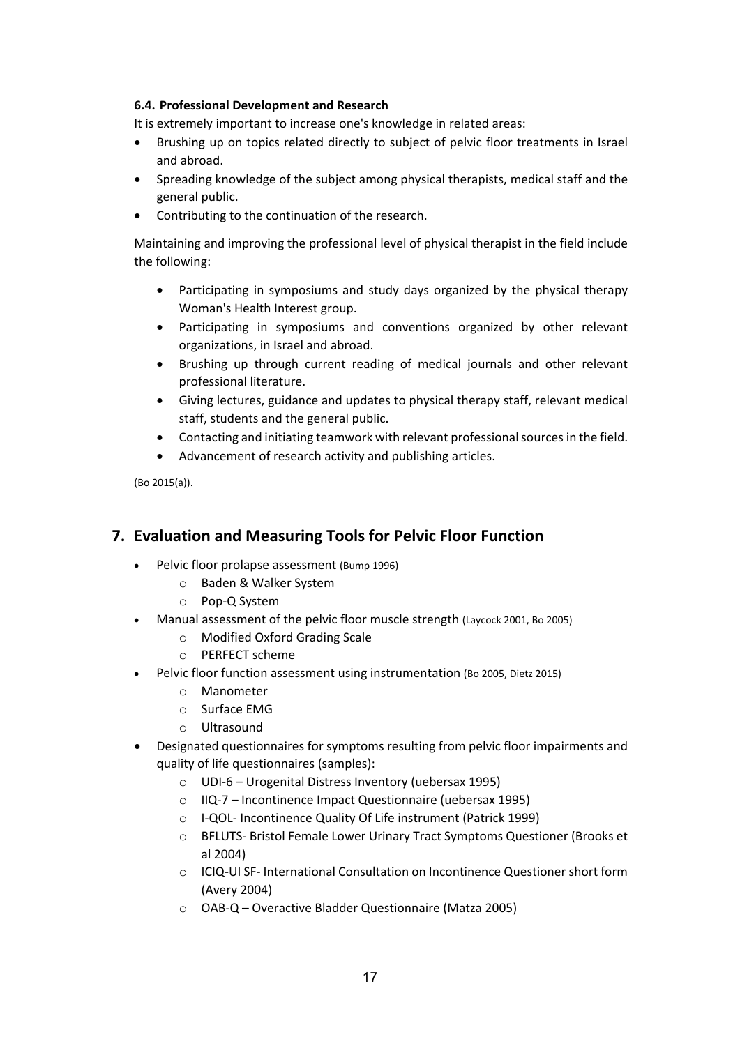#### 6.4. Professional Development and Research

It is extremely important to increase one's knowledge in related areas:

- Brushing up on topics related directly to subject of pelvic floor treatments in Israel and abroad.
- Spreading knowledge of the subject among physical therapists, medical staff and the general public.
- Contributing to the continuation of the research.

Maintaining and improving the professional level of physical therapist in the field include the following:

- Participating in symposiums and study days organized by the physical therapy Woman's Health Interest group.
- Participating in symposiums and conventions organized by other relevant organizations, in Israel and abroad.
- Brushing up through current reading of medical journals and other relevant professional literature.
- Giving lectures, guidance and updates to physical therapy staff, relevant medical staff, students and the general public.
- Contacting and initiating teamwork with relevant professional sources in the field.
- Advancement of research activity and publishing articles.

(Bo 2015(a)).

## 7. Evaluation and Measuring Tools for Pelvic Floor Function

- Pelvic floor prolapse assessment (Bump 1996)
  - Baden & Walker System
  - Pop-Q System
- Manual assessment of the pelvic floor muscle strength (Laycock 2001, Bo 2005)
  - Modified Oxford Grading Scale
  - PERFECT scheme
- Pelvic floor function assessment using instrumentation (Bo 2005, Dietz 2015)
  - Manometer
  - Surface EMG
  - Ultrasound
- Designated questionnaires for symptoms resulting from pelvic floor impairments and quality of life questionnaires (samples):
  - UDI-6 – Urogenital Distress Inventory (uebersax 1995)
  - IIQ-7 – Incontinence Impact Questionnaire (uebersax 1995)
  - I-QOL- Incontinence Quality Of Life instrument (Patrick 1999)
  - BFLUTS- Bristol Female Lower Urinary Tract Symptoms Questioner (Brooks et al 2004)
  - ICIQ-UI SF- International Consultation on Incontinence Questioner short form (Avery 2004)
  - OAB-Q – Overactive Bladder Questionnaire (Matza 2005)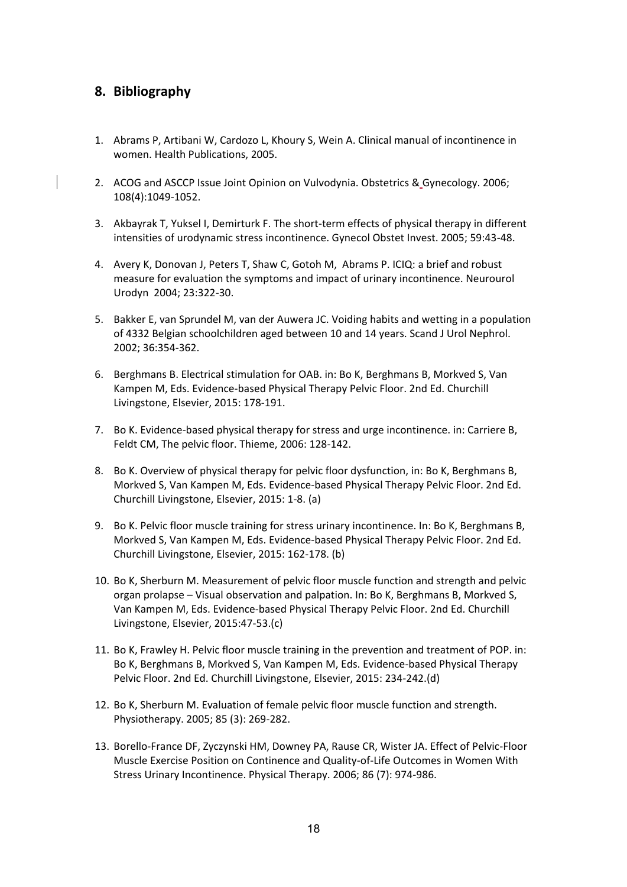## 8. Bibliography

1. Abrams P, Artibani W, Cardozo L, Khoury S, Wein A. Clinical manual of incontinence in women. Health Publications, 2005.

2. ACOG and ASCCP Issue Joint Opinion on Vulvodynia. Obstetrics & Gynecology. 2006; 108(4):1049-1052.

3. Akbayrak T, Yuksel I, Demirturk F. The short-term effects of physical therapy in different intensities of urodynamic stress incontinence. Gynecol Obstet Invest. 2005; 59:43-48.

4. Avery K, Donovan J, Peters T, Shaw C, Gotoh M, Abrams P. ICIQ: a brief and robust measure for evaluation the symptoms and impact of urinary incontinence. Neurourol Urodyn 2004; 23:322-30.

5. Bakker E, van Sprundel M, van der Auwera JC. Voiding habits and wetting in a population of 4332 Belgian schoolchildren aged between 10 and 14 years. Scand J Urol Nephrol. 2002; 36:354-362.

6. Berghmans B. Electrical stimulation for OAB. in: Bo K, Berghmans B, Morkved S, Van Kampen M, Eds. Evidence-based Physical Therapy Pelvic Floor. 2nd Ed. Churchill Livingstone, Elsevier, 2015: 178-191.

7. Bo K. Evidence-based physical therapy for stress and urge incontinence. in: Carriere B, Feldt CM, The pelvic floor. Thieme, 2006: 128-142.

8. Bo K. Overview of physical therapy for pelvic floor dysfunction, in: Bo K, Berghmans B, Morkved S, Van Kampen M, Eds. Evidence-based Physical Therapy Pelvic Floor. 2nd Ed. Churchill Livingstone, Elsevier, 2015: 1-8. (a)

9. Bo K. Pelvic floor muscle training for stress urinary incontinence. In: Bo K, Berghmans B, Morkved S, Van Kampen M, Eds. Evidence-based Physical Therapy Pelvic Floor. 2nd Ed. Churchill Livingstone, Elsevier, 2015: 162-178. (b)

10. Bo K, Sherburn M. Measurement of pelvic floor muscle function and strength and pelvic organ prolapse – Visual observation and palpation. In: Bo K, Berghmans B, Morkved S, Van Kampen M, Eds. Evidence-based Physical Therapy Pelvic Floor. 2nd Ed. Churchill Livingstone, Elsevier, 2015:47-53.(c)

11. Bo K, Frawley H. Pelvic floor muscle training in the prevention and treatment of POP. in: Bo K, Berghmans B, Morkved S, Van Kampen M, Eds. Evidence-based Physical Therapy Pelvic Floor. 2nd Ed. Churchill Livingstone, Elsevier, 2015: 234-242.(d)

12. Bo K, Sherburn M. Evaluation of female pelvic floor muscle function and strength. Physiotherapy. 2005; 85 (3): 269-282.

13. Borello-France DF, Zyczynski HM, Downey PA, Rause CR, Wister JA. Effect of Pelvic-Floor Muscle Exercise Position on Continence and Quality-of-Life Outcomes in Women With Stress Urinary Incontinence. Physical Therapy. 2006; 86 (7): 974-986.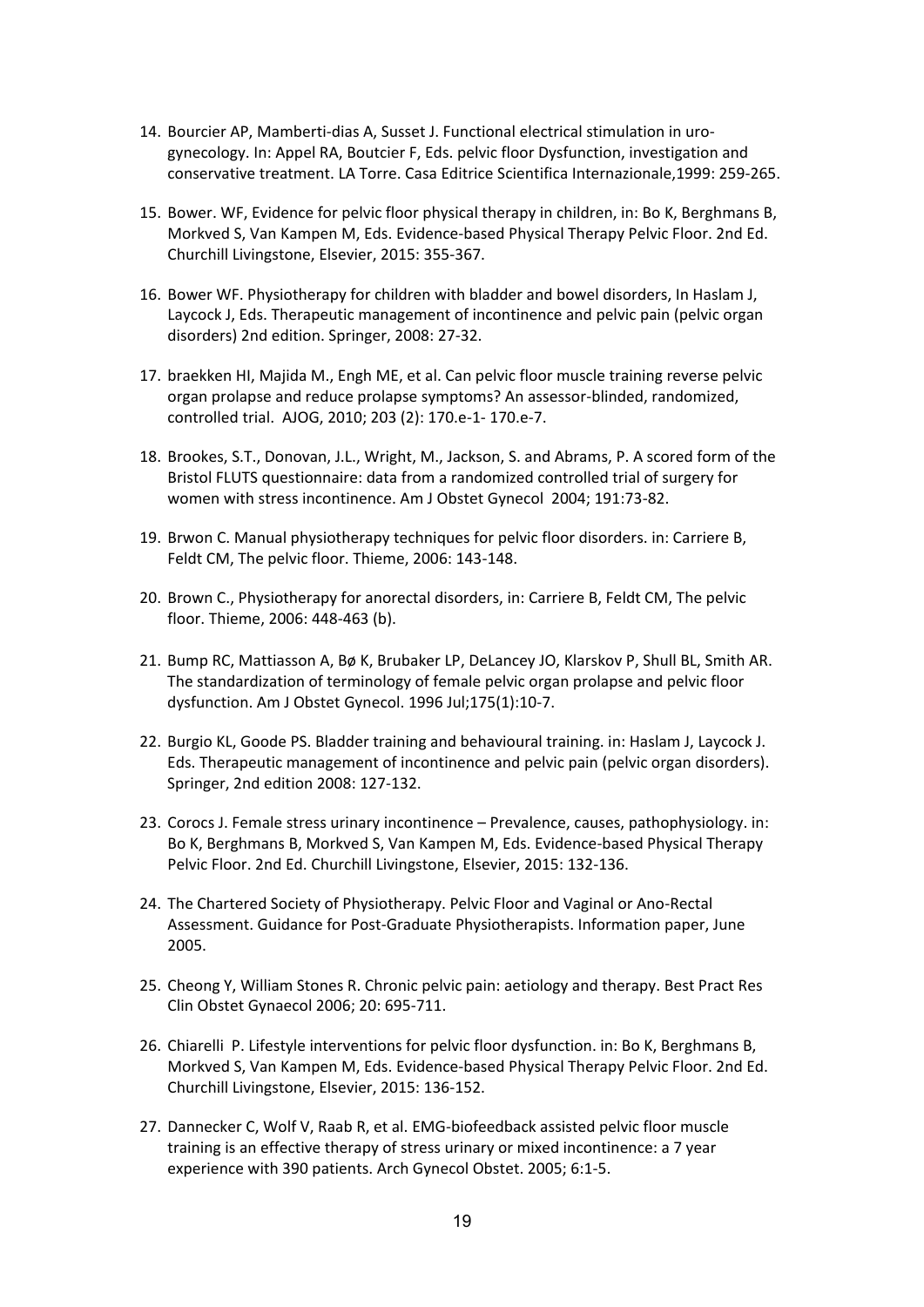14. Bourcier AP, Mamberti-dias A, Susset J. Functional electrical stimulation in uro-gynecology. In: Appel RA, Boutcier F, Eds. pelvic floor Dysfunction, investigation and conservative treatment. LA Torre. Casa Editrice Scientifica Internazionale,1999: 259-265.

15. Bower. WF, Evidence for pelvic floor physical therapy in children, in: Bo K, Berghmans B, Morkved S, Van Kampen M, Eds. Evidence-based Physical Therapy Pelvic Floor. 2nd Ed. Churchill Livingstone, Elsevier, 2015: 355-367.

16. Bower WF. Physiotherapy for children with bladder and bowel disorders, In Haslam J, Laycock J, Eds. Therapeutic management of incontinence and pelvic pain (pelvic organ disorders) 2nd edition. Springer, 2008: 27-32.

17. braekken HI, Majida M., Engh ME, et al. Can pelvic floor muscle training reverse pelvic organ prolapse and reduce prolapse symptoms? An assessor-blinded, randomized, controlled trial. AJOG, 2010; 203 (2): 170.e-1- 170.e-7.

18. Brookes, S.T., Donovan, J.L., Wright, M., Jackson, S. and Abrams, P. A scored form of the Bristol FLUTS questionnaire: data from a randomized controlled trial of surgery for women with stress incontinence. Am J Obstet Gynecol 2004; 191:73-82.

19. Brwon C. Manual physiotherapy techniques for pelvic floor disorders. in: Carriere B, Feldt CM, The pelvic floor. Thieme, 2006: 143-148.

20. Brown C., Physiotherapy for anorectal disorders, in: Carriere B, Feldt CM, The pelvic floor. Thieme, 2006: 448-463 (b).

21. Bump RC, Mattiasson A, Bø K, Brubaker LP, DeLancey JO, Klarskov P, Shull BL, Smith AR. The standardization of terminology of female pelvic organ prolapse and pelvic floor dysfunction. Am J Obstet Gynecol. 1996 Jul;175(1):10-7.

22. Burgio KL, Goode PS. Bladder training and behavioural training. in: Haslam J, Laycock J. Eds. Therapeutic management of incontinence and pelvic pain (pelvic organ disorders). Springer, 2nd edition 2008: 127-132.

23. Corocs J. Female stress urinary incontinence – Prevalence, causes, pathophysiology. in: Bo K, Berghmans B, Morkved S, Van Kampen M, Eds. Evidence-based Physical Therapy Pelvic Floor. 2nd Ed. Churchill Livingstone, Elsevier, 2015: 132-136.

24. The Chartered Society of Physiotherapy. Pelvic Floor and Vaginal or Ano-Rectal Assessment. Guidance for Post-Graduate Physiotherapists. Information paper, June 2005.

25. Cheong Y, William Stones R. Chronic pelvic pain: aetiology and therapy. Best Pract Res Clin Obstet Gynaecol 2006; 20: 695-711.

26. Chiarelli P. Lifestyle interventions for pelvic floor dysfunction. in: Bo K, Berghmans B, Morkved S, Van Kampen M, Eds. Evidence-based Physical Therapy Pelvic Floor. 2nd Ed. Churchill Livingstone, Elsevier, 2015: 136-152.

27. Dannecker C, Wolf V, Raab R, et al. EMG-biofeedback assisted pelvic floor muscle training is an effective therapy of stress urinary or mixed incontinence: a 7 year experience with 390 patients. Arch Gynecol Obstet. 2005; 6:1-5.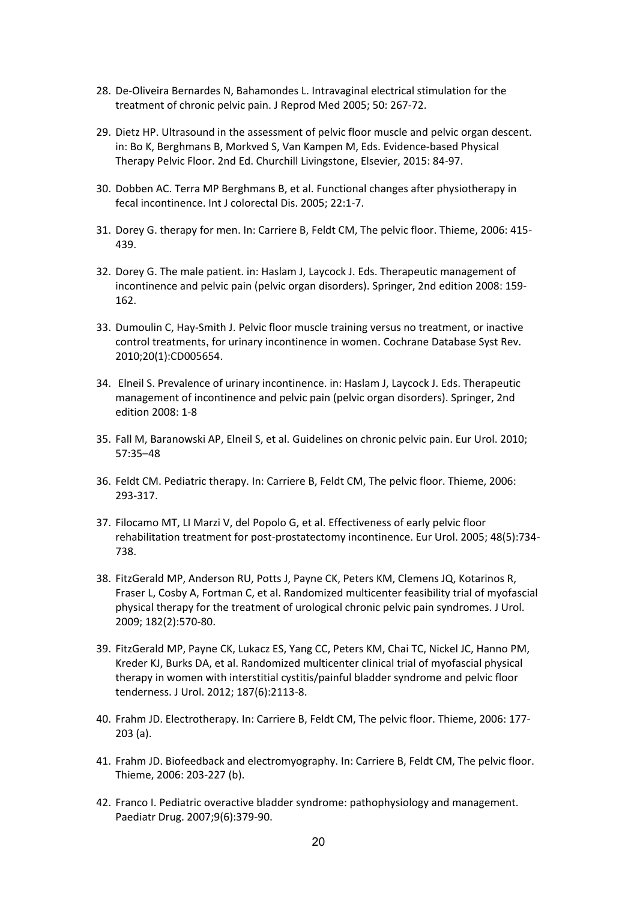28. De-Oliveira Bernardes N, Bahamondes L. Intravaginal electrical stimulation for the treatment of chronic pelvic pain. J Reprod Med 2005; 50: 267-72.

29. Dietz HP. Ultrasound in the assessment of pelvic floor muscle and pelvic organ descent. in: Bo K, Berghmans B, Morkved S, Van Kampen M, Eds. Evidence-based Physical Therapy Pelvic Floor. 2nd Ed. Churchill Livingstone, Elsevier, 2015: 84-97.

30. Dobben AC. Terra MP Berghmans B, et al. Functional changes after physiotherapy in fecal incontinence. Int J colorectal Dis. 2005; 22:1-7.

31. Dorey G. therapy for men. In: Carriere B, Feldt CM, The pelvic floor. Thieme, 2006: 415-439.

32. Dorey G. The male patient. in: Haslam J, Laycock J. Eds. Therapeutic management of incontinence and pelvic pain (pelvic organ disorders). Springer, 2nd edition 2008: 159-162.

33. Dumoulin C, Hay-Smith J. Pelvic floor muscle training versus no treatment, or inactive control treatments, for urinary incontinence in women. Cochrane Database Syst Rev. 2010;20(1):CD005654.

34. Elneil S. Prevalence of urinary incontinence. in: Haslam J, Laycock J. Eds. Therapeutic management of incontinence and pelvic pain (pelvic organ disorders). Springer, 2nd edition 2008: 1-8

35. Fall M, Baranowski AP, Elneil S, et al. Guidelines on chronic pelvic pain. Eur Urol. 2010; 57:35–48

36. Feldt CM. Pediatric therapy. In: Carriere B, Feldt CM, The pelvic floor. Thieme, 2006: 293-317.

37. Filocamo MT, LI Marzi V, del Popolo G, et al. Effectiveness of early pelvic floor rehabilitation treatment for post-prostatectomy incontinence. Eur Urol. 2005; 48(5):734-738.

38. FitzGerald MP, Anderson RU, Potts J, Payne CK, Peters KM, Clemens JQ, Kotarinos R, Fraser L, Cosby A, Fortman C, et al. Randomized multicenter feasibility trial of myofascial physical therapy for the treatment of urological chronic pelvic pain syndromes. J Urol. 2009; 182(2):570-80.

39. FitzGerald MP, Payne CK, Lukacz ES, Yang CC, Peters KM, Chai TC, Nickel JC, Hanno PM, Kreder KJ, Burks DA, et al. Randomized multicenter clinical trial of myofascial physical therapy in women with interstitial cystitis/painful bladder syndrome and pelvic floor tenderness. J Urol. 2012; 187(6):2113-8.

40. Frahm JD. Electrotherapy. In: Carriere B, Feldt CM, The pelvic floor. Thieme, 2006: 177-203 (a).

41. Frahm JD. Biofeedback and electromyography. In: Carriere B, Feldt CM, The pelvic floor. Thieme, 2006: 203-227 (b).

42. Franco I. Pediatric overactive bladder syndrome: pathophysiology and management. Paediatr Drug. 2007;9(6):379-90.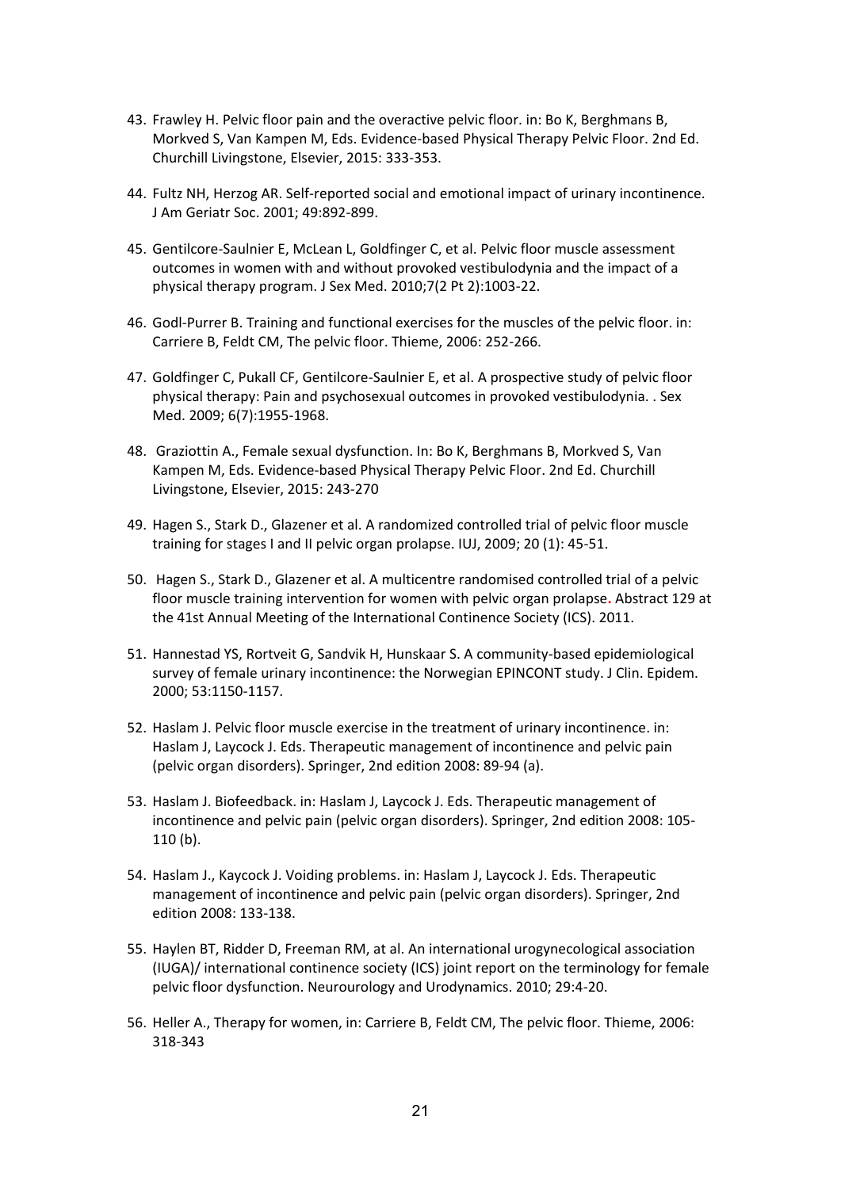43. Frawley H. Pelvic floor pain and the overactive pelvic floor. in: Bo K, Berghmans B, Morkved S, Van Kampen M, Eds. Evidence-based Physical Therapy Pelvic Floor. 2nd Ed. Churchill Livingstone, Elsevier, 2015: 333-353.

44. Fultz NH, Herzog AR. Self-reported social and emotional impact of urinary incontinence. J Am Geriatr Soc. 2001; 49:892-899.

45. Gentilcore-Saulnier E, McLean L, Goldfinger C, et al. Pelvic floor muscle assessment outcomes in women with and without provoked vestibulodynia and the impact of a physical therapy program. J Sex Med. 2010;7(2 Pt 2):1003-22.

46. Godl-Purrer B. Training and functional exercises for the muscles of the pelvic floor. in: Carriere B, Feldt CM, The pelvic floor. Thieme, 2006: 252-266.

47. Goldfinger C, Pukall CF, Gentilcore-Saulnier E, et al. A prospective study of pelvic floor physical therapy: Pain and psychosexual outcomes in provoked vestibulodynia. . Sex Med. 2009; 6(7):1955-1968.

48. Graziottin A., Female sexual dysfunction. In: Bo K, Berghmans B, Morkved S, Van Kampen M, Eds. Evidence-based Physical Therapy Pelvic Floor. 2nd Ed. Churchill Livingstone, Elsevier, 2015: 243-270

49. Hagen S., Stark D., Glazener et al. A randomized controlled trial of pelvic floor muscle training for stages I and II pelvic organ prolapse. IUJ, 2009; 20 (1): 45-51.

50. Hagen S., Stark D., Glazener et al. A multicentre randomised controlled trial of a pelvic floor muscle training intervention for women with pelvic organ prolapse. Abstract 129 at the 41st Annual Meeting of the International Continence Society (ICS). 2011.

51. Hannestad YS, Rortveit G, Sandvik H, Hunskaar S. A community-based epidemiological survey of female urinary incontinence: the Norwegian EPINCONT study. J Clin. Epidem. 2000; 53:1150-1157.

52. Haslam J. Pelvic floor muscle exercise in the treatment of urinary incontinence. in: Haslam J, Laycock J. Eds. Therapeutic management of incontinence and pelvic pain (pelvic organ disorders). Springer, 2nd edition 2008: 89-94 (a).

53. Haslam J. Biofeedback. in: Haslam J, Laycock J. Eds. Therapeutic management of incontinence and pelvic pain (pelvic organ disorders). Springer, 2nd edition 2008: 105-110 (b).

54. Haslam J., Kaycock J. Voiding problems. in: Haslam J, Laycock J. Eds. Therapeutic management of incontinence and pelvic pain (pelvic organ disorders). Springer, 2nd edition 2008: 133-138.

55. Haylen BT, Ridder D, Freeman RM, at al. An international urogynecological association (IUGA)/ international continence society (ICS) joint report on the terminology for female pelvic floor dysfunction. Neurourology and Urodynamics. 2010; 29:4-20.

56. Heller A., Therapy for women, in: Carriere B, Feldt CM, The pelvic floor. Thieme, 2006: 318-343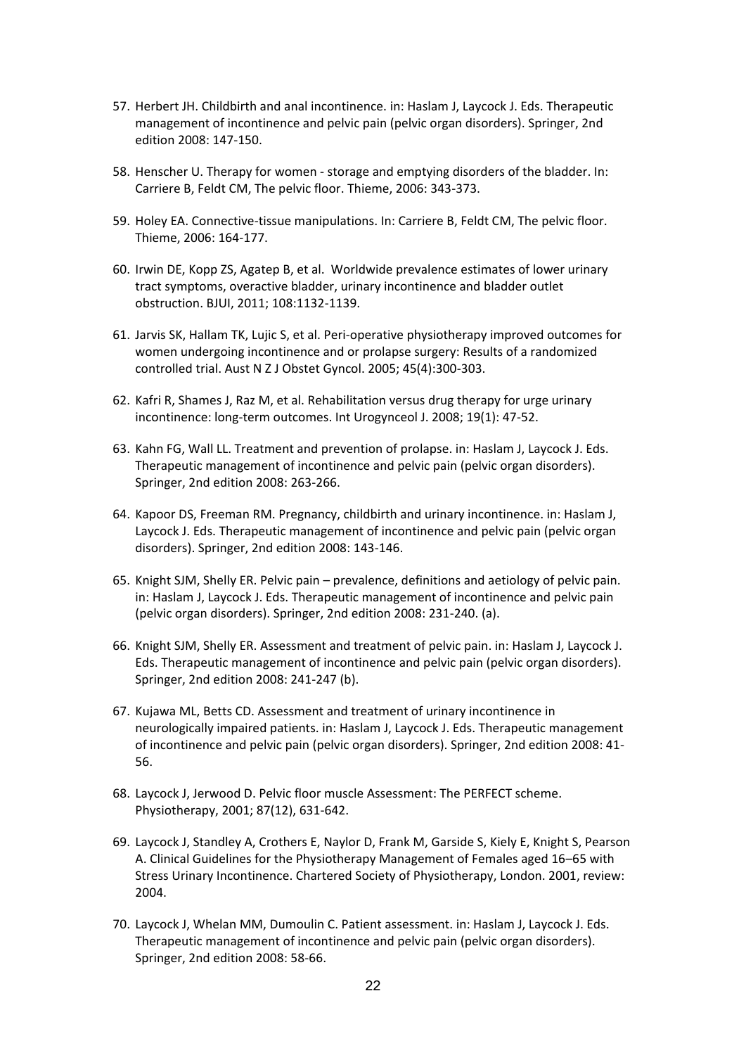57. Herbert JH. Childbirth and anal incontinence. in: Haslam J, Laycock J. Eds. Therapeutic management of incontinence and pelvic pain (pelvic organ disorders). Springer, 2nd edition 2008: 147-150.

58. Henscher U. Therapy for women - storage and emptying disorders of the bladder. In: Carriere B, Feldt CM, The pelvic floor. Thieme, 2006: 343-373.

59. Holey EA. Connective-tissue manipulations. In: Carriere B, Feldt CM, The pelvic floor. Thieme, 2006: 164-177.

60. Irwin DE, Kopp ZS, Agatep B, et al. Worldwide prevalence estimates of lower urinary tract symptoms, overactive bladder, urinary incontinence and bladder outlet obstruction. BJUI, 2011; 108:1132-1139.

61. Jarvis SK, Hallam TK, Lujic S, et al. Peri-operative physiotherapy improved outcomes for women undergoing incontinence and or prolapse surgery: Results of a randomized controlled trial. Aust N Z J Obstet Gyncol. 2005; 45(4):300-303.

62. Kafri R, Shames J, Raz M, et al. Rehabilitation versus drug therapy for urge urinary incontinence: long-term outcomes. Int Urogynceol J. 2008; 19(1): 47-52.

63. Kahn FG, Wall LL. Treatment and prevention of prolapse. in: Haslam J, Laycock J. Eds. Therapeutic management of incontinence and pelvic pain (pelvic organ disorders). Springer, 2nd edition 2008: 263-266.

64. Kapoor DS, Freeman RM. Pregnancy, childbirth and urinary incontinence. in: Haslam J, Laycock J. Eds. Therapeutic management of incontinence and pelvic pain (pelvic organ disorders). Springer, 2nd edition 2008: 143-146.

65. Knight SJM, Shelly ER. Pelvic pain – prevalence, definitions and aetiology of pelvic pain. in: Haslam J, Laycock J. Eds. Therapeutic management of incontinence and pelvic pain (pelvic organ disorders). Springer, 2nd edition 2008: 231-240. (a).

66. Knight SJM, Shelly ER. Assessment and treatment of pelvic pain. in: Haslam J, Laycock J. Eds. Therapeutic management of incontinence and pelvic pain (pelvic organ disorders). Springer, 2nd edition 2008: 241-247 (b).

67. Kujawa ML, Betts CD. Assessment and treatment of urinary incontinence in neurologically impaired patients. in: Haslam J, Laycock J. Eds. Therapeutic management of incontinence and pelvic pain (pelvic organ disorders). Springer, 2nd edition 2008: 41-56.

68. Laycock J, Jerwood D. Pelvic floor muscle Assessment: The PERFECT scheme. Physiotherapy, 2001; 87(12), 631-642.

69. Laycock J, Standley A, Crothers E, Naylor D, Frank M, Garside S, Kiely E, Knight S, Pearson A. Clinical Guidelines for the Physiotherapy Management of Females aged 16–65 with Stress Urinary Incontinence. Chartered Society of Physiotherapy, London. 2001, review: 2004.

70. Laycock J, Whelan MM, Dumoulin C. Patient assessment. in: Haslam J, Laycock J. Eds. Therapeutic management of incontinence and pelvic pain (pelvic organ disorders). Springer, 2nd edition 2008: 58-66.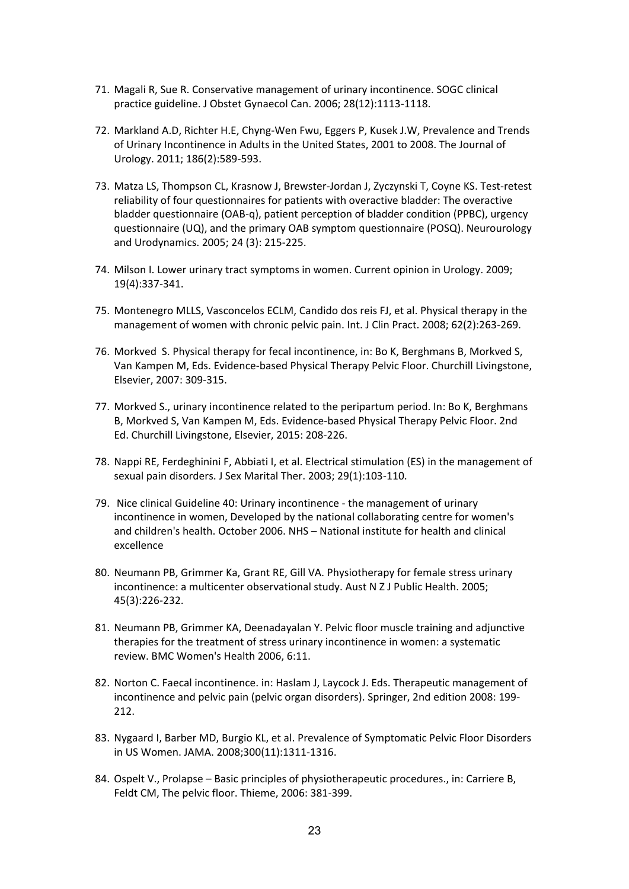71. Magali R, Sue R. Conservative management of urinary incontinence. SOGC clinical practice guideline. J Obstet Gynaecol Can. 2006; 28(12):1113-1118.

72. Markland A.D, Richter H.E, Chyng-Wen Fwu, Eggers P, Kusek J.W, Prevalence and Trends of Urinary Incontinence in Adults in the United States, 2001 to 2008. The Journal of Urology. 2011; 186(2):589-593.

73. Matza LS, Thompson CL, Krasnow J, Brewster-Jordan J, Zyczynski T, Coyne KS. Test-retest reliability of four questionnaires for patients with overactive bladder: The overactive bladder questionnaire (OAB-q), patient perception of bladder condition (PPBC), urgency questionnaire (UQ), and the primary OAB symptom questionnaire (POSQ). Neurourology and Urodynamics. 2005; 24 (3): 215-225.

74. Milson I. Lower urinary tract symptoms in women. Current opinion in Urology. 2009; 19(4):337-341.

75. Montenegro MLLS, Vasconcelos ECLM, Candido dos reis FJ, et al. Physical therapy in the management of women with chronic pelvic pain. Int. J Clin Pract. 2008; 62(2):263-269.

76. Morkved S. Physical therapy for fecal incontinence, in: Bo K, Berghmans B, Morkved S, Van Kampen M, Eds. Evidence-based Physical Therapy Pelvic Floor. Churchill Livingstone, Elsevier, 2007: 309-315.

77. Morkved S., urinary incontinence related to the peripartum period. In: Bo K, Berghmans B, Morkved S, Van Kampen M, Eds. Evidence-based Physical Therapy Pelvic Floor. 2nd Ed. Churchill Livingstone, Elsevier, 2015: 208-226.

78. Nappi RE, Ferdeghinini F, Abbiati I, et al. Electrical stimulation (ES) in the management of sexual pain disorders. J Sex Marital Ther. 2003; 29(1):103-110.

79. Nice clinical Guideline 40: Urinary incontinence - the management of urinary incontinence in women, Developed by the national collaborating centre for women's and children's health. October 2006. NHS – National institute for health and clinical excellence

80. Neumann PB, Grimmer Ka, Grant RE, Gill VA. Physiotherapy for female stress urinary incontinence: a multicenter observational study. Aust N Z J Public Health. 2005; 45(3):226-232.

81. Neumann PB, Grimmer KA, Deenadayalan Y. Pelvic floor muscle training and adjunctive therapies for the treatment of stress urinary incontinence in women: a systematic review. BMC Women's Health 2006, 6:11.

82. Norton C. Faecal incontinence. in: Haslam J, Laycock J. Eds. Therapeutic management of incontinence and pelvic pain (pelvic organ disorders). Springer, 2nd edition 2008: 199-212.

83. Nygaard I, Barber MD, Burgio KL, et al. Prevalence of Symptomatic Pelvic Floor Disorders in US Women. JAMA. 2008;300(11):1311-1316.

84. Ospelt V., Prolapse – Basic principles of physiotherapeutic procedures., in: Carriere B, Feldt CM, The pelvic floor. Thieme, 2006: 381-399.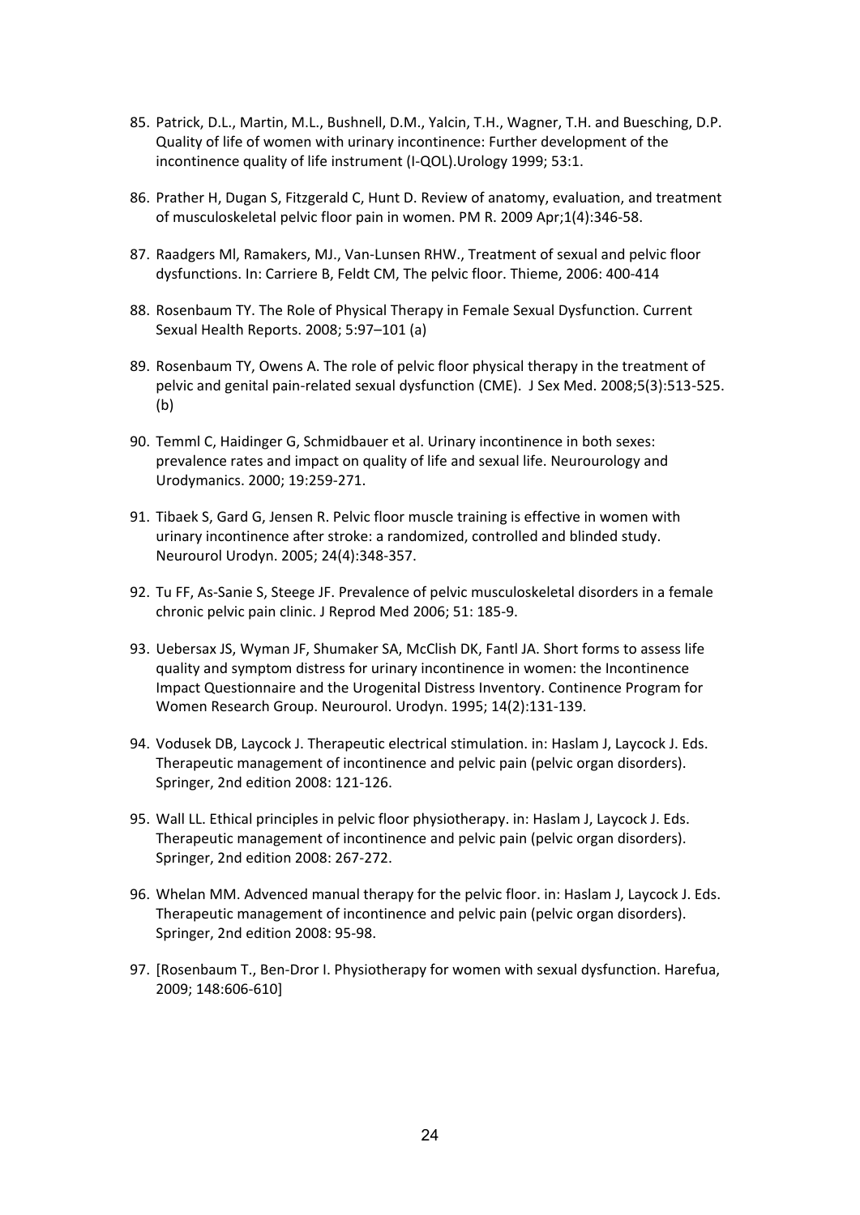85. Patrick, D.L., Martin, M.L., Bushnell, D.M., Yalcin, T.H., Wagner, T.H. and Buesching, D.P. Quality of life of women with urinary incontinence: Further development of the incontinence quality of life instrument (I-QOL).Urology 1999; 53:1.

86. Prather H, Dugan S, Fitzgerald C, Hunt D. Review of anatomy, evaluation, and treatment of musculoskeletal pelvic floor pain in women. PM R. 2009 Apr;1(4):346-58.

87. Raadgers Ml, Ramakers, MJ., Van-Lunsen RHW., Treatment of sexual and pelvic floor dysfunctions. In: Carriere B, Feldt CM, The pelvic floor. Thieme, 2006: 400-414

88. Rosenbaum TY. The Role of Physical Therapy in Female Sexual Dysfunction. Current Sexual Health Reports. 2008; 5:97–101 (a)

89. Rosenbaum TY, Owens A. The role of pelvic floor physical therapy in the treatment of pelvic and genital pain-related sexual dysfunction (CME). J Sex Med. 2008;5(3):513-525. (b)

90. Temml C, Haidinger G, Schmidbauer et al. Urinary incontinence in both sexes: prevalence rates and impact on quality of life and sexual life. Neurourology and Urodymanics. 2000; 19:259-271.

91. Tibaek S, Gard G, Jensen R. Pelvic floor muscle training is effective in women with urinary incontinence after stroke: a randomized, controlled and blinded study. Neurourol Urodyn. 2005; 24(4):348-357.

92. Tu FF, As-Sanie S, Steege JF. Prevalence of pelvic musculoskeletal disorders in a female chronic pelvic pain clinic. J Reprod Med 2006; 51: 185-9.

93. Uebersax JS, Wyman JF, Shumaker SA, McClish DK, Fantl JA. Short forms to assess life quality and symptom distress for urinary incontinence in women: the Incontinence Impact Questionnaire and the Urogenital Distress Inventory. Continence Program for Women Research Group. Neurourol. Urodyn. 1995; 14(2):131-139.

94. Vodusek DB, Laycock J. Therapeutic electrical stimulation. in: Haslam J, Laycock J. Eds. Therapeutic management of incontinence and pelvic pain (pelvic organ disorders). Springer, 2nd edition 2008: 121-126.

95. Wall LL. Ethical principles in pelvic floor physiotherapy. in: Haslam J, Laycock J. Eds. Therapeutic management of incontinence and pelvic pain (pelvic organ disorders). Springer, 2nd edition 2008: 267-272.

96. Whelan MM. Advenced manual therapy for the pelvic floor. in: Haslam J, Laycock J. Eds. Therapeutic management of incontinence and pelvic pain (pelvic organ disorders). Springer, 2nd edition 2008: 95-98.

97. [Rosenbaum T., Ben-Dror I. Physiotherapy for women with sexual dysfunction. Harefua, 2009; 148:606-610]